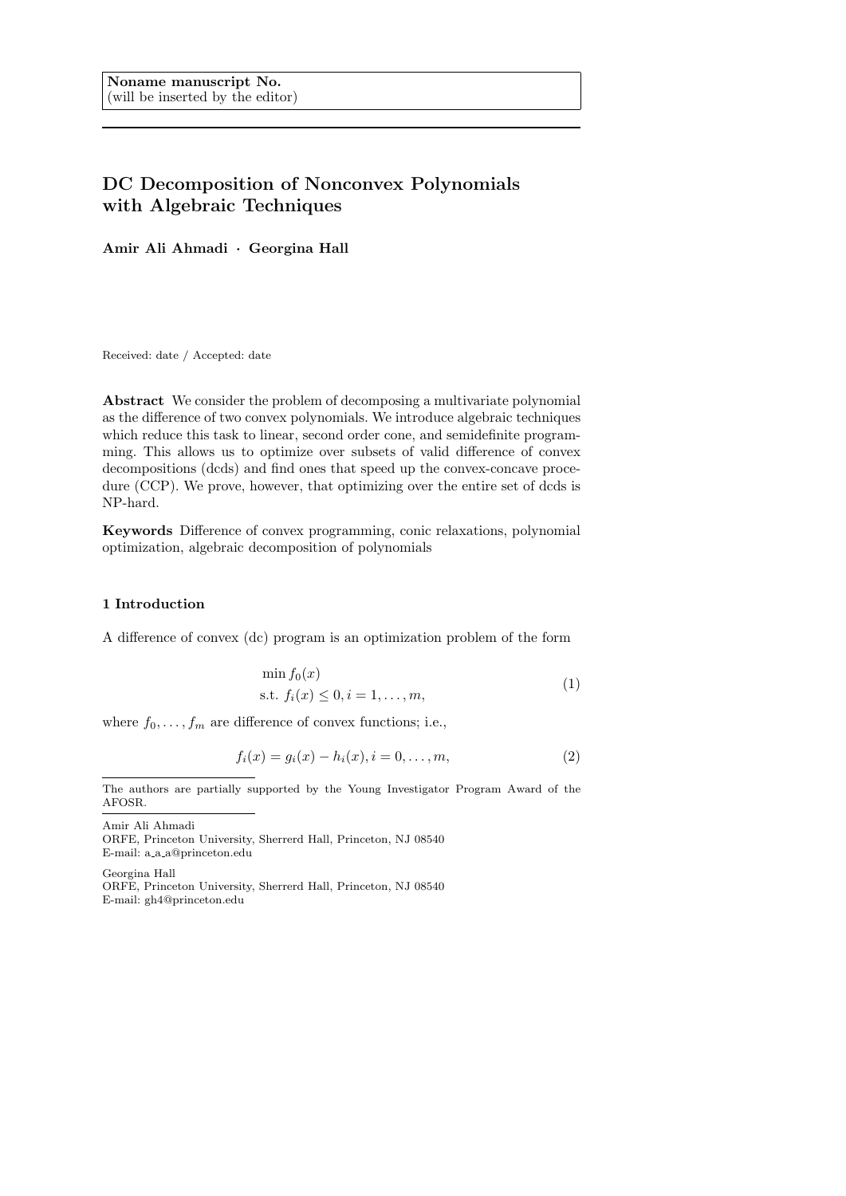**Noname manuscript No.**
(will be inserted by the editor)

# DC Decomposition of Nonconvex Polynomials with Algebraic Techniques

**Amir Ali Ahmadi · Georgina Hall**

Received: date / Accepted: date

**Abstract** We consider the problem of decomposing a multivariate polynomial as the difference of two convex polynomials. We introduce algebraic techniques which reduce this task to linear, second order cone, and semidefinite programming. This allows us to optimize over subsets of valid difference of convex decompositions (dcds) and find ones that speed up the convex-concave procedure (CCP). We prove, however, that optimizing over the entire set of dcds is NP-hard.

**Keywords** Difference of convex programming, conic relaxations, polynomial optimization, algebraic decomposition of polynomials

## 1 Introduction

A difference of convex (dc) program is an optimization problem of the form

$$\begin{aligned} &\min f_0(x) \\ &\text{s.t. } f_i(x) \leq 0, i = 1, \ldots, m, \end{aligned} \tag{1}$$

where $f_0, \ldots, f_m$ are difference of convex functions; i.e.,

$$f_i(x) = g_i(x) - h_i(x), i = 0, \ldots, m, \tag{2}$$

The authors are partially supported by the Young Investigator Program Award of the AFOSR.

Amir Ali Ahmadi
ORFE, Princeton University, Sherrerd Hall, Princeton, NJ 08540
E-mail: a_a_a@princeton.edu

Georgina Hall
ORFE, Princeton University, Sherrerd Hall, Princeton, NJ 08540
E-mail: gh4@princeton.edu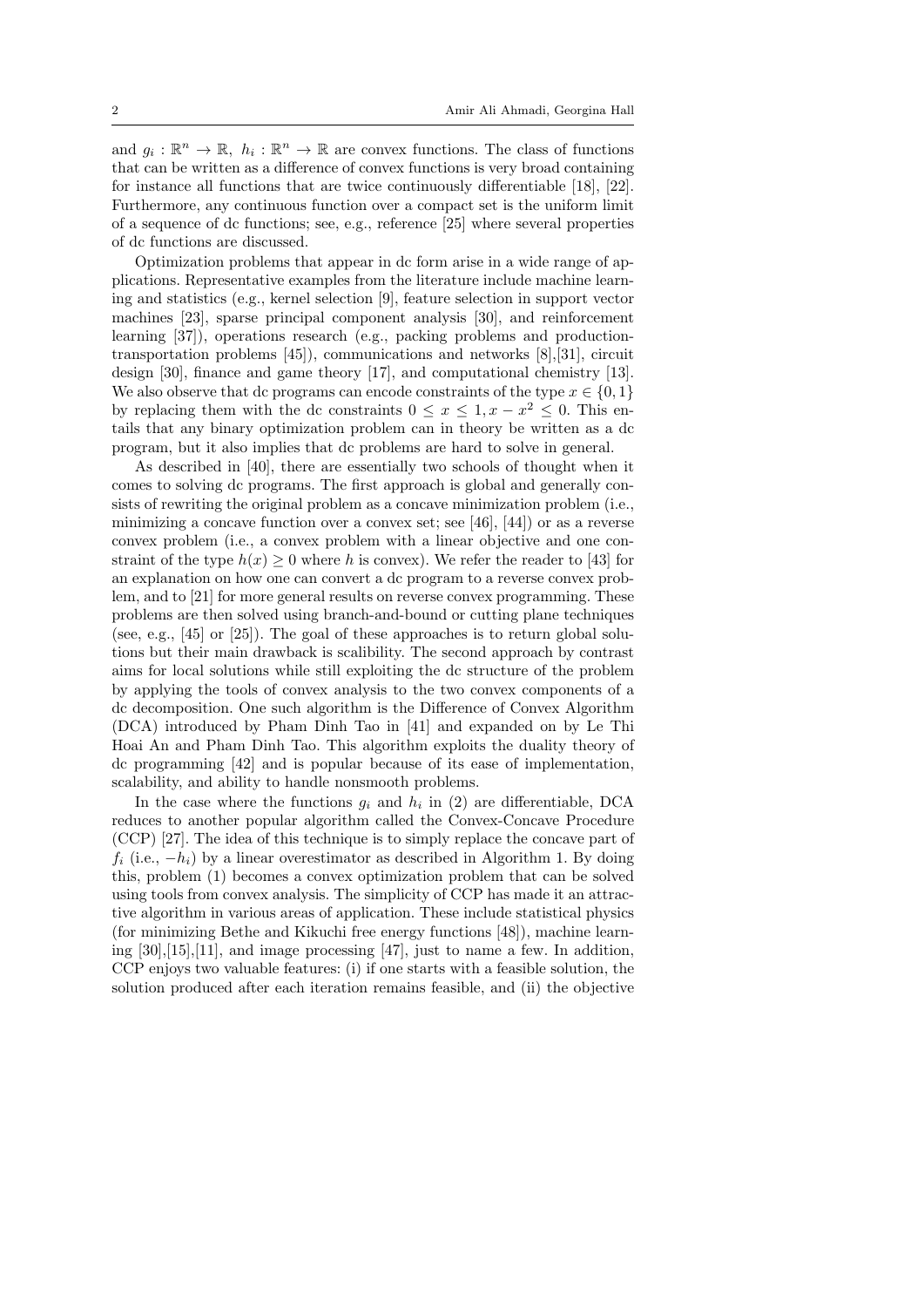and $g_i : \mathbb{R}^n \to \mathbb{R},\ h_i : \mathbb{R}^n \to \mathbb{R}$ are convex functions. The class of functions that can be written as a difference of convex functions is very broad containing for instance all functions that are twice continuously differentiable [18], [22]. Furthermore, any continuous function over a compact set is the uniform limit of a sequence of dc functions; see, e.g., reference [25] where several properties of dc functions are discussed.

Optimization problems that appear in dc form arise in a wide range of applications. Representative examples from the literature include machine learning and statistics (e.g., kernel selection [9], feature selection in support vector machines [23], sparse principal component analysis [30], and reinforcement learning [37]), operations research (e.g., packing problems and production-transportation problems [45]), communications and networks [8],[31], circuit design [30], finance and game theory [17], and computational chemistry [13]. We also observe that dc programs can encode constraints of the type $x \in \{0, 1\}$ by replacing them with the dc constraints $0 \leq x \leq 1, x - x^2 \leq 0$. This entails that any binary optimization problem can in theory be written as a dc program, but it also implies that dc problems are hard to solve in general.

As described in [40], there are essentially two schools of thought when it comes to solving dc programs. The first approach is global and generally consists of rewriting the original problem as a concave minimization problem (i.e., minimizing a concave function over a convex set; see [46], [44]) or as a reverse convex problem (i.e., a convex problem with a linear objective and one constraint of the type $h(x) \geq 0$ where $h$ is convex). We refer the reader to [43] for an explanation on how one can convert a dc program to a reverse convex problem, and to [21] for more general results on reverse convex programming. These problems are then solved using branch-and-bound or cutting plane techniques (see, e.g., [45] or [25]). The goal of these approaches is to return global solutions but their main drawback is scalibility. The second approach by contrast aims for local solutions while still exploiting the dc structure of the problem by applying the tools of convex analysis to the two convex components of a dc decomposition. One such algorithm is the Difference of Convex Algorithm (DCA) introduced by Pham Dinh Tao in [41] and expanded on by Le Thi Hoai An and Pham Dinh Tao. This algorithm exploits the duality theory of dc programming [42] and is popular because of its ease of implementation, scalability, and ability to handle nonsmooth problems.

In the case where the functions $g_i$ and $h_i$ in (2) are differentiable, DCA reduces to another popular algorithm called the Convex-Concave Procedure (CCP) [27]. The idea of this technique is to simply replace the concave part of $f_i$ (i.e., $-h_i$) by a linear overestimator as described in Algorithm 1. By doing this, problem (1) becomes a convex optimization problem that can be solved using tools from convex analysis. The simplicity of CCP has made it an attractive algorithm in various areas of application. These include statistical physics (for minimizing Bethe and Kikuchi free energy functions [48]), machine learning [30],[15],[11], and image processing [47], just to name a few. In addition, CCP enjoys two valuable features: (i) if one starts with a feasible solution, the solution produced after each iteration remains feasible, and (ii) the objective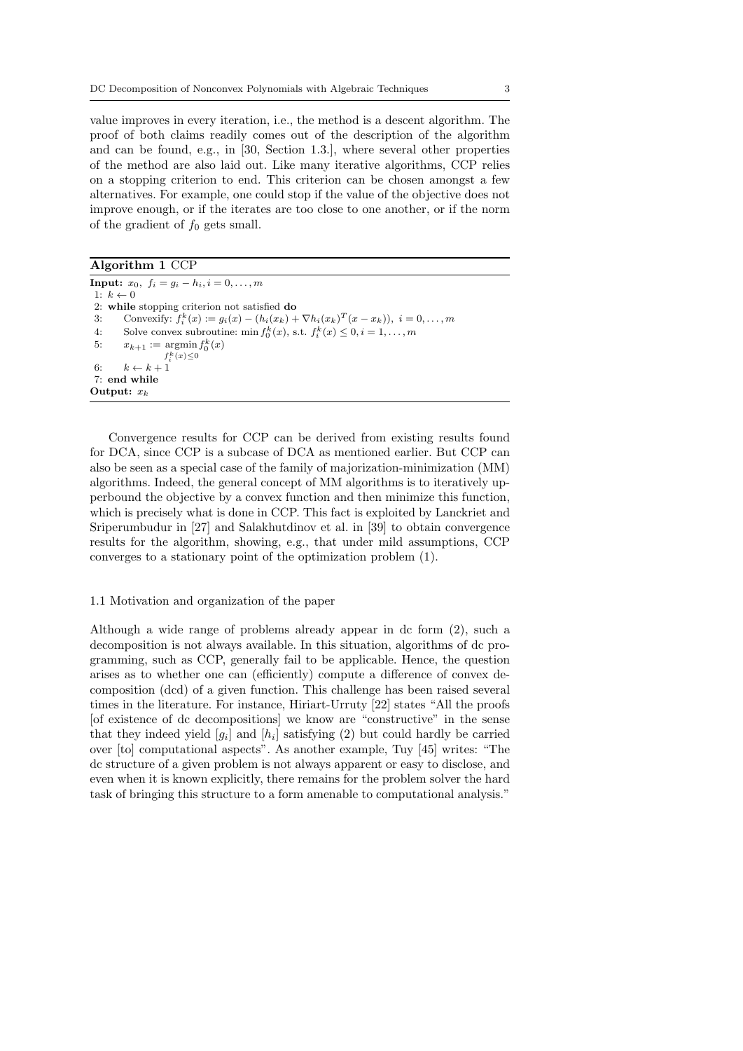value improves in every iteration, i.e., the method is a descent algorithm. The proof of both claims readily comes out of the description of the algorithm and can be found, e.g., in [30, Section 1.3.], where several other properties of the method are also laid out. Like many iterative algorithms, CCP relies on a stopping criterion to end. This criterion can be chosen amongst a few alternatives. For example, one could stop if the value of the objective does not improve enough, or if the iterates are too close to one another, or if the norm of the gradient of $f_0$ gets small.

**Algorithm 1** CCP

**Input:** $x_0,\ f_i = g_i - h_i, i = 0, \ldots, m$

1: $k \leftarrow 0$
2: **while** stopping criterion not satisfied **do**
3: Convexify: $f_i^k(x) := g_i(x) - (h_i(x_k) + \nabla h_i(x_k)^T(x - x_k)),\ i = 0, \ldots, m$
4: Solve convex subroutine: $\min f_0^k(x)$, s.t. $f_i^k(x) \leq 0, i = 1, \ldots, m$
5: $x_{k+1} := \underset{f_i^k(x) \leq 0}{\operatorname{argmin}} f_0^k(x)$
6: $k \leftarrow k + 1$
7: **end while**

**Output:** $x_k$

Convergence results for CCP can be derived from existing results found for DCA, since CCP is a subcase of DCA as mentioned earlier. But CCP can also be seen as a special case of the family of majorization-minimization (MM) algorithms. Indeed, the general concept of MM algorithms is to iteratively upperbound the objective by a convex function and then minimize this function, which is precisely what is done in CCP. This fact is exploited by Lanckriet and Sriperumbudur in [27] and Salakhutdinov et al. in [39] to obtain convergence results for the algorithm, showing, e.g., that under mild assumptions, CCP converges to a stationary point of the optimization problem (1).

### 1.1 Motivation and organization of the paper

Although a wide range of problems already appear in dc form (2), such a decomposition is not always available. In this situation, algorithms of dc programming, such as CCP, generally fail to be applicable. Hence, the question arises as to whether one can (efficiently) compute a difference of convex decomposition (dcd) of a given function. This challenge has been raised several times in the literature. For instance, Hiriart-Urruty [22] states "All the proofs [of existence of dc decompositions] we know are "constructive" in the sense that they indeed yield $[g_i]$ and $[h_i]$ satisfying (2) but could hardly be carried over [to] computational aspects". As another example, Tuy [45] writes: "The dc structure of a given problem is not always apparent or easy to disclose, and even when it is known explicitly, there remains for the problem solver the hard task of bringing this structure to a form amenable to computational analysis."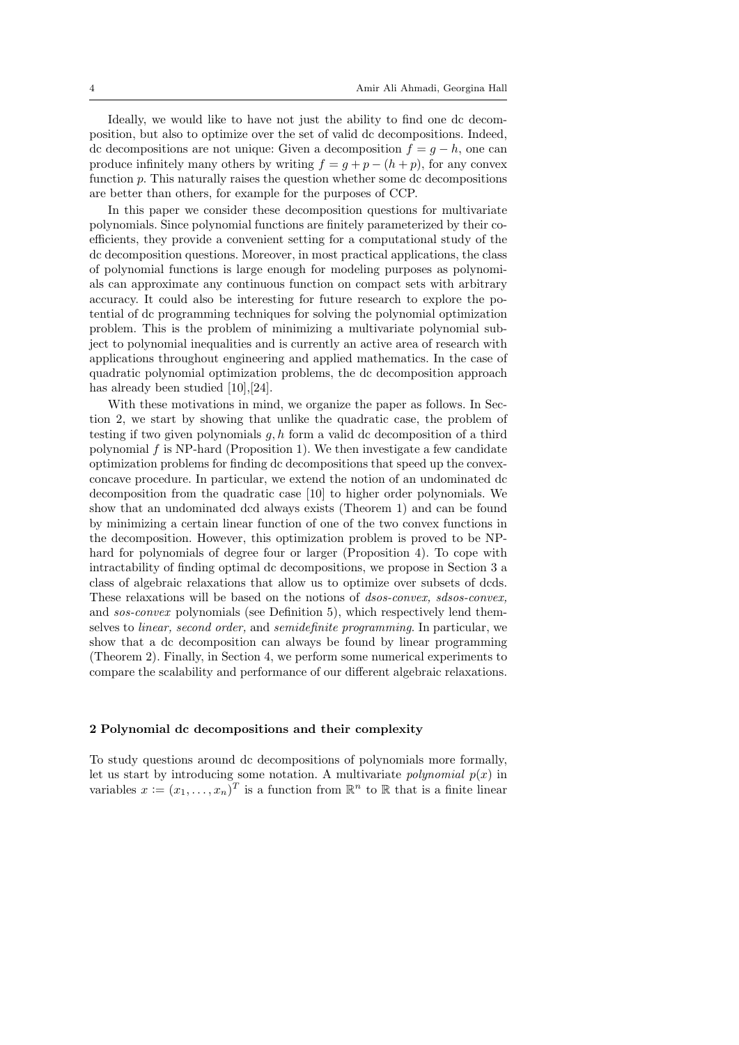Ideally, we would like to have not just the ability to find one dc decomposition, but also to optimize over the set of valid dc decompositions. Indeed, dc decompositions are not unique: Given a decomposition $f = g - h$, one can produce infinitely many others by writing $f = g + p - (h + p)$, for any convex function $p$. This naturally raises the question whether some dc decompositions are better than others, for example for the purposes of CCP.

In this paper we consider these decomposition questions for multivariate polynomials. Since polynomial functions are finitely parameterized by their coefficients, they provide a convenient setting for a computational study of the dc decomposition questions. Moreover, in most practical applications, the class of polynomial functions is large enough for modeling purposes as polynomials can approximate any continuous function on compact sets with arbitrary accuracy. It could also be interesting for future research to explore the potential of dc programming techniques for solving the polynomial optimization problem. This is the problem of minimizing a multivariate polynomial subject to polynomial inequalities and is currently an active area of research with applications throughout engineering and applied mathematics. In the case of quadratic polynomial optimization problems, the dc decomposition approach has already been studied [10],[24].

With these motivations in mind, we organize the paper as follows. In Section 2, we start by showing that unlike the quadratic case, the problem of testing if two given polynomials $g, h$ form a valid dc decomposition of a third polynomial $f$ is NP-hard (Proposition 1). We then investigate a few candidate optimization problems for finding dc decompositions that speed up the convex-concave procedure. In particular, we extend the notion of an undominated dc decomposition from the quadratic case [10] to higher order polynomials. We show that an undominated dcd always exists (Theorem 1) and can be found by minimizing a certain linear function of one of the two convex functions in the decomposition. However, this optimization problem is proved to be NP-hard for polynomials of degree four or larger (Proposition 4). To cope with intractability of finding optimal dc decompositions, we propose in Section 3 a class of algebraic relaxations that allow us to optimize over subsets of dcds. These relaxations will be based on the notions of *dsos-convex, sdsos-convex,* and *sos-convex* polynomials (see Definition 5), which respectively lend themselves to *linear, second order,* and *semidefinite programming*. In particular, we show that a dc decomposition can always be found by linear programming (Theorem 2). Finally, in Section 4, we perform some numerical experiments to compare the scalability and performance of our different algebraic relaxations.

## 2 Polynomial dc decompositions and their complexity

To study questions around dc decompositions of polynomials more formally, let us start by introducing some notation. A multivariate *polynomial* $p(x)$ in variables $x := (x_1, \ldots, x_n)^T$ is a function from $\mathbb{R}^n$ to $\mathbb{R}$ that is a finite linear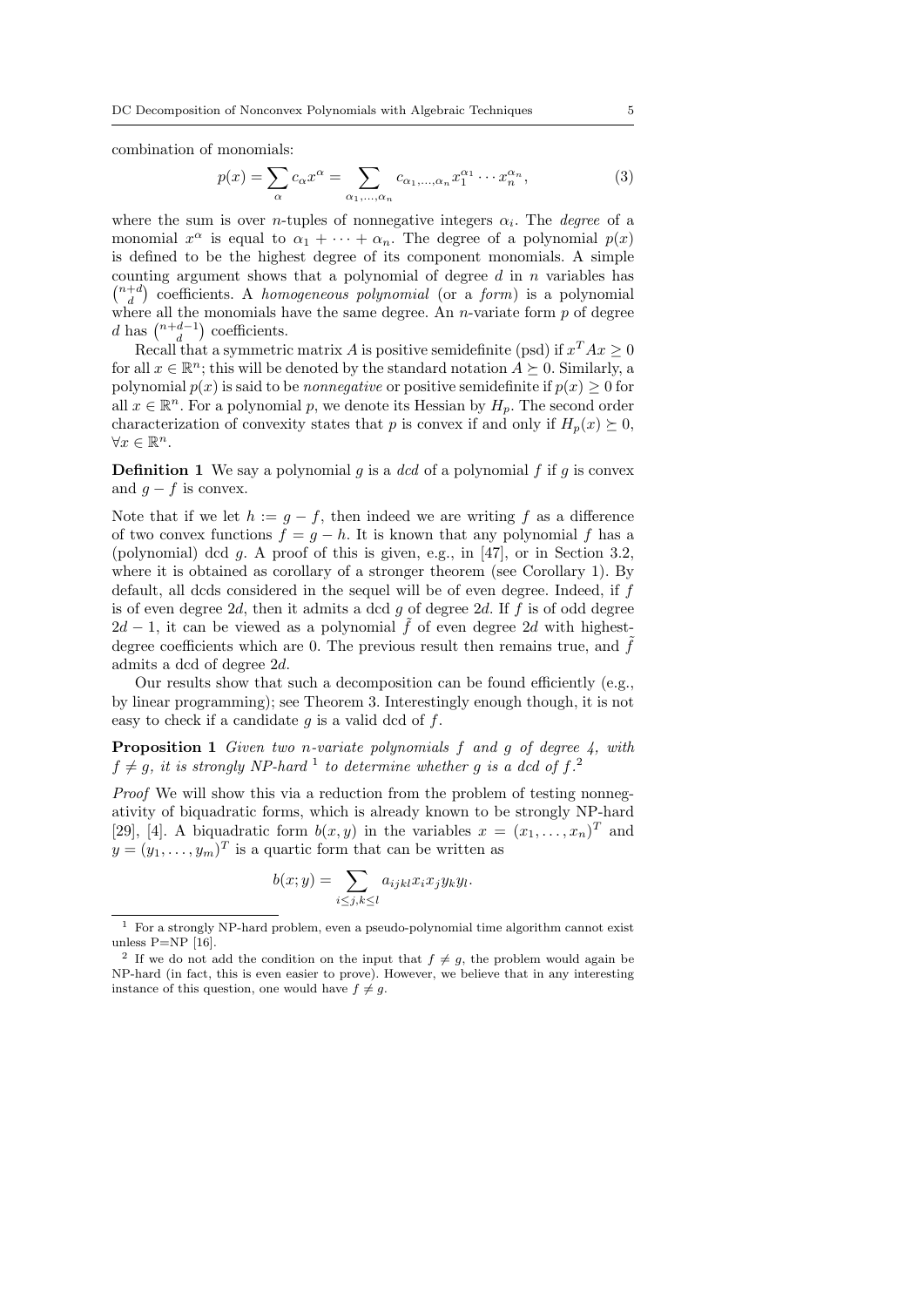combination of monomials:

$$p(x) = \sum_{\alpha} c_{\alpha} x^{\alpha} = \sum_{\alpha_1,\ldots,\alpha_n} c_{\alpha_1,\ldots,\alpha_n} x_1^{\alpha_1} \cdots x_n^{\alpha_n}, \tag{3}$$

where the sum is over $n$-tuples of nonnegative integers $\alpha_i$. The *degree* of a monomial $x^{\alpha}$ is equal to $\alpha_1 + \cdots + \alpha_n$. The degree of a polynomial $p(x)$ is defined to be the highest degree of its component monomials. A simple counting argument shows that a polynomial of degree $d$ in $n$ variables has $\binom{n+d}{d}$ coefficients. A *homogeneous polynomial* (or a *form*) is a polynomial where all the monomials have the same degree. An $n$-variate form $p$ of degree $d$ has $\binom{n+d-1}{d}$ coefficients.

Recall that a symmetric matrix $A$ is positive semidefinite (psd) if $x^T A x \geq 0$ for all $x \in \mathbb{R}^n$; this will be denoted by the standard notation $A \succeq 0$. Similarly, a polynomial $p(x)$ is said to be *nonnegative* or positive semidefinite if $p(x) \geq 0$ for all $x \in \mathbb{R}^n$. For a polynomial $p$, we denote its Hessian by $H_p$. The second order characterization of convexity states that $p$ is convex if and only if $H_p(x) \succeq 0$, $\forall x \in \mathbb{R}^n$.

**Definition 1** We say a polynomial $g$ is a *dcd* of a polynomial $f$ if $g$ is convex and $g - f$ is convex.

Note that if we let $h := g - f$, then indeed we are writing $f$ as a difference of two convex functions $f = g - h$. It is known that any polynomial $f$ has a (polynomial) dcd $g$. A proof of this is given, e.g., in [47], or in Section 3.2, where it is obtained as corollary of a stronger theorem (see Corollary 1). By default, all dcds considered in the sequel will be of even degree. Indeed, if $f$ is of even degree $2d$, then it admits a dcd $g$ of degree $2d$. If $f$ is of odd degree $2d - 1$, it can be viewed as a polynomial $\tilde{f}$ of even degree $2d$ with highest-degree coefficients which are 0. The previous result then remains true, and $\tilde{f}$ admits a dcd of degree $2d$.

Our results show that such a decomposition can be found efficiently (e.g., by linear programming); see Theorem 3. Interestingly enough though, it is not easy to check if a candidate $g$ is a valid dcd of $f$.

**Proposition 1** *Given two $n$-variate polynomials $f$ and $g$ of degree 4, with $f \neq g$, it is strongly NP-hard* [1] *to determine whether $g$ is a dcd of $f$.*[2]

*Proof* We will show this via a reduction from the problem of testing nonnegativity of biquadratic forms, which is already known to be strongly NP-hard [29], [4]. A biquadratic form $b(x, y)$ in the variables $x = (x_1, \ldots, x_n)^T$ and $y = (y_1, \ldots, y_m)^T$ is a quartic form that can be written as

$$b(x; y) = \sum_{i \leq j, k \leq l} a_{ijkl} x_i x_j y_k y_l.$$

[1] For a strongly NP-hard problem, even a pseudo-polynomial time algorithm cannot exist unless P=NP [16].

[2] If we do not add the condition on the input that $f \neq g$, the problem would again be NP-hard (in fact, this is even easier to prove). However, we believe that in any interesting instance of this question, one would have $f \neq g$.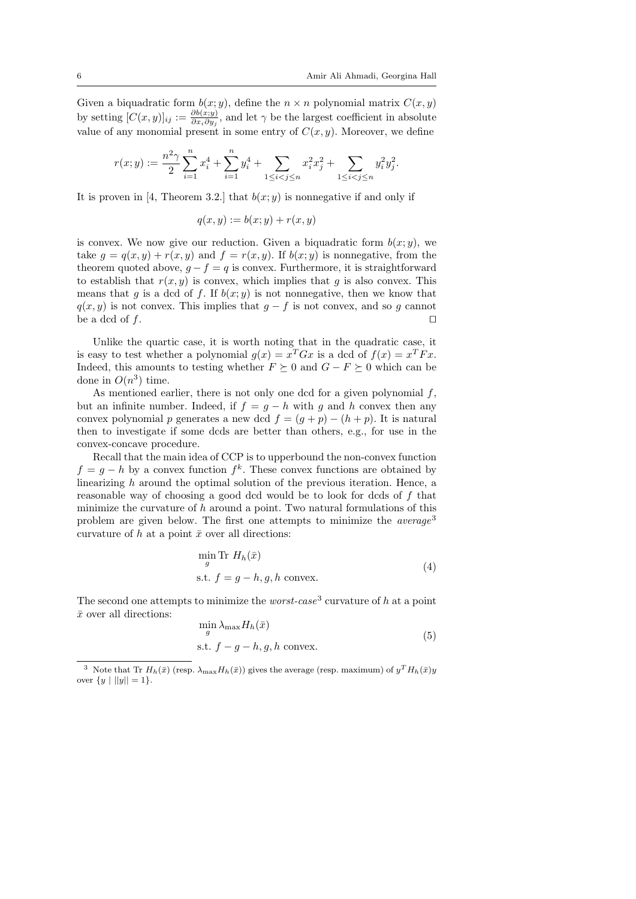Given a biquadratic form $b(x;y)$, define the $n \times n$ polynomial matrix $C(x,y)$ by setting $[C(x,y)]_{ij} := \frac{\partial b(x;y)}{\partial x_i \partial y_j}$, and let $\gamma$ be the largest coefficient in absolute value of any monomial present in some entry of $C(x,y)$. Moreover, we define

$$r(x;y) := \frac{n^2\gamma}{2} \sum_{i=1}^{n} x_i^4 + \sum_{i=1}^{n} y_i^4 + \sum_{1 \leq i < j \leq n} x_i^2 x_j^2 + \sum_{1 \leq i < j \leq n} y_i^2 y_j^2.$$

It is proven in [4, Theorem 3.2.] that $b(x;y)$ is nonnegative if and only if

$$q(x,y) := b(x;y) + r(x,y)$$

is convex. We now give our reduction. Given a biquadratic form $b(x;y)$, we take $g = q(x,y) + r(x,y)$ and $f = r(x,y)$. If $b(x;y)$ is nonnegative, from the theorem quoted above, $g - f = q$ is convex. Furthermore, it is straightforward to establish that $r(x,y)$ is convex, which implies that $g$ is also convex. This means that $g$ is a dcd of $f$. If $b(x;y)$ is not nonnegative, then we know that $q(x,y)$ is not convex. This implies that $g - f$ is not convex, and so $g$ cannot be a dcd of $f$. $\square$

Unlike the quartic case, it is worth noting that in the quadratic case, it is easy to test whether a polynomial $g(x) = x^T G x$ is a dcd of $f(x) = x^T F x$. Indeed, this amounts to testing whether $F \succeq 0$ and $G - F \succeq 0$ which can be done in $O(n^3)$ time.

As mentioned earlier, there is not only one dcd for a given polynomial $f$, but an infinite number. Indeed, if $f = g - h$ with $g$ and $h$ convex then any convex polynomial $p$ generates a new dcd $f = (g + p) - (h + p)$. It is natural then to investigate if some dcds are better than others, e.g., for use in the convex-concave procedure.

Recall that the main idea of CCP is to upperbound the non-convex function $f = g - h$ by a convex function $f^k$. These convex functions are obtained by linearizing $h$ around the optimal solution of the previous iteration. Hence, a reasonable way of choosing a good dcd would be to look for dcds of $f$ that minimize the curvature of $h$ around a point. Two natural formulations of this problem are given below. The first one attempts to minimize the *average*[3] curvature of $h$ at a point $\bar{x}$ over all directions:

$$\begin{aligned} &\min_{g} \text{Tr } H_h(\bar{x}) \\ &\text{s.t. } f = g - h, g, h \text{ convex.} \end{aligned} \tag{4}$$

The second one attempts to minimize the *worst-case*[3] curvature of $h$ at a point $\bar{x}$ over all directions:

$$\begin{aligned} &\min_{g} \lambda_{\max} H_h(\bar{x}) \\ &\text{s.t. } f - g - h, g, h \text{ convex.} \end{aligned} \tag{5}$$

[3] Note that Tr $H_h(\bar{x})$ (resp. $\lambda_{\max} H_h(\bar{x})$) gives the average (resp. maximum) of $y^T H_h(\bar{x}) y$ over $\{y \mid ||y|| = 1\}$.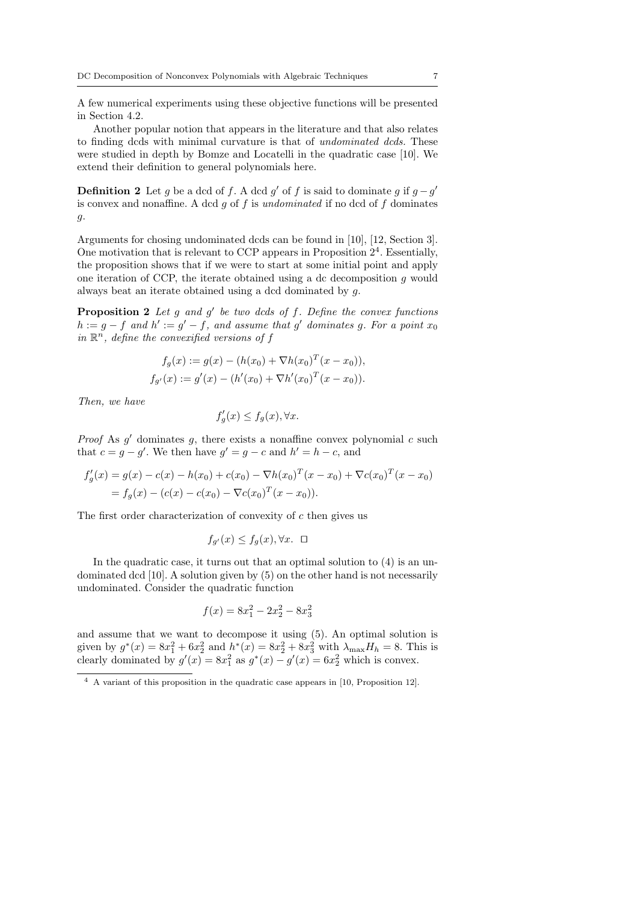A few numerical experiments using these objective functions will be presented in Section 4.2.

Another popular notion that appears in the literature and that also relates to finding dcds with minimal curvature is that of *undominated dcds.* These were studied in depth by Bomze and Locatelli in the quadratic case [10]. We extend their definition to general polynomials here.

**Definition 2** Let $g$ be a dcd of $f$. A dcd $g'$ of $f$ is said to dominate $g$ if $g - g'$ is convex and nonaffine. A dcd $g$ of $f$ is *undominated* if no dcd of $f$ dominates $g$.

Arguments for chosing undominated dcds can be found in [10], [12, Section 3]. One motivation that is relevant to CCP appears in Proposition 2[4]. Essentially, the proposition shows that if we were to start at some initial point and apply one iteration of CCP, the iterate obtained using a dc decomposition $g$ would always beat an iterate obtained using a dcd dominated by $g$.

**Proposition 2** *Let $g$ and $g'$ be two dcds of $f$. Define the convex functions $h := g - f$ and $h' := g' - f$, and assume that $g'$ dominates $g$. For a point $x_0$ in $\mathbb{R}^n$, define the convexified versions of $f$*

$$f_g(x) := g(x) - (h(x_0) + \nabla h(x_0)^T (x - x_0)),$$
$$f_{g'}(x) := g'(x) - (h'(x_0) + \nabla h'(x_0)^T (x - x_0)).$$

*Then, we have*

$$f_g'(x) \leq f_g(x), \forall x.$$

*Proof* As $g'$ dominates $g$, there exists a nonaffine convex polynomial $c$ such that $c = g - g'$. We then have $g' = g - c$ and $h' = h - c$, and

$$\begin{aligned} f_g'(x) &= g(x) - c(x) - h(x_0) + c(x_0) - \nabla h(x_0)^T (x - x_0) + \nabla c(x_0)^T (x - x_0) \\ &= f_g(x) - (c(x) - c(x_0) - \nabla c(x_0)^T (x - x_0)). \end{aligned}$$

The first order characterization of convexity of $c$ then gives us

$$f_{g'}(x) \leq f_g(x), \forall x. \quad \square$$

In the quadratic case, it turns out that an optimal solution to (4) is an undominated dcd [10]. A solution given by (5) on the other hand is not necessarily undominated. Consider the quadratic function

$$f(x) = 8x_1^2 - 2x_2^2 - 8x_3^2$$

and assume that we want to decompose it using (5). An optimal solution is given by $g^*(x) = 8x_1^2 + 6x_2^2$ and $h^*(x) = 8x_2^2 + 8x_3^2$ with $\lambda_{\max} H_h = 8$. This is clearly dominated by $g'(x) = 8x_1^2$ as $g^*(x) - g'(x) = 6x_2^2$ which is convex.

[4] A variant of this proposition in the quadratic case appears in [10, Proposition 12].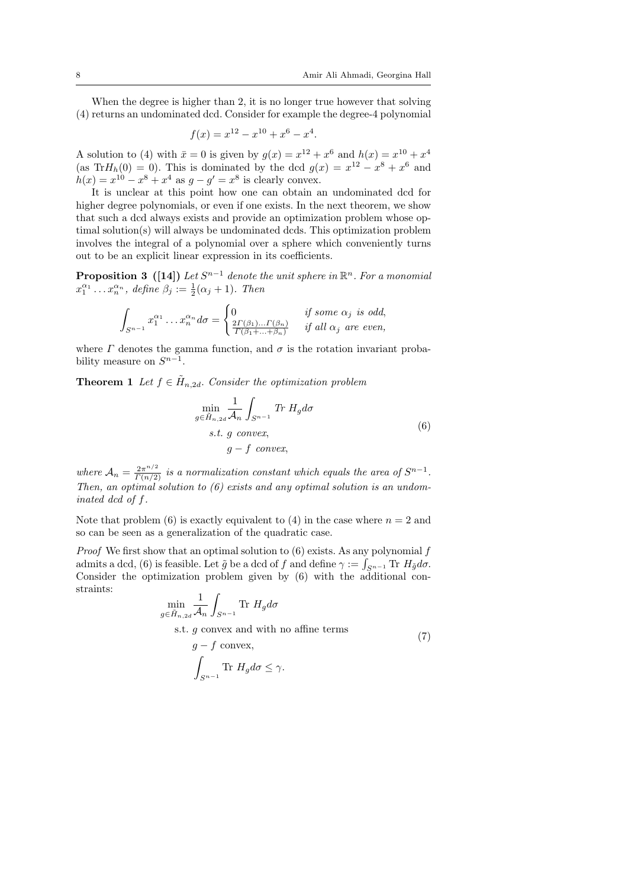When the degree is higher than 2, it is no longer true however that solving (4) returns an undominated dcd. Consider for example the degree-4 polynomial

$$f(x) = x^{12} - x^{10} + x^6 - x^4.$$

A solution to (4) with $\bar{x} = 0$ is given by $g(x) = x^{12} + x^6$ and $h(x) = x^{10} + x^4$ (as $\text{Tr}H_h(0) = 0$). This is dominated by the dcd $g(x) = x^{12} - x^8 + x^6$ and $h(x) = x^{10} - x^8 + x^4$ as $g - g' = x^8$ is clearly convex.

It is unclear at this point how one can obtain an undominated dcd for higher degree polynomials, or even if one exists. In the next theorem, we show that such a dcd always exists and provide an optimization problem whose optimal solution(s) will always be undominated dcds. This optimization problem involves the integral of a polynomial over a sphere which conveniently turns out to be an explicit linear expression in its coefficients.

**Proposition 3 ([14])** *Let $S^{n-1}$ denote the unit sphere in $\mathbb{R}^n$. For a monomial $x_1^{\alpha_1} \ldots x_n^{\alpha_n}$, define $\beta_j := \frac{1}{2}(\alpha_j + 1)$. Then*

$$\int_{S^{n-1}} x_1^{\alpha_1} \ldots x_n^{\alpha_n} d\sigma = \begin{cases} 0 & \text{if some } \alpha_j \text{ is odd,} \\ \frac{2\Gamma(\beta_1)\ldots\Gamma(\beta_n)}{\Gamma(\beta_1 + \ldots + \beta_n)} & \text{if all } \alpha_j \text{ are even,} \end{cases}$$

*where $\Gamma$ denotes the gamma function, and $\sigma$ is the rotation invariant probability measure on $S^{n-1}$.*

**Theorem 1** *Let $f \in \tilde{H}_{n,2d}$. Consider the optimization problem*

$$\begin{aligned} \min_{g \in \tilde{H}_{n,2d}} & \frac{1}{\mathcal{A}_n} \int_{S^{n-1}} \text{Tr } H_g d\sigma \\ \text{s.t. } & g \text{ convex,} \\ & g - f \text{ convex,} \end{aligned} \tag{6}$$

*where $\mathcal{A}_n = \frac{2\pi^{n/2}}{\Gamma(n/2)}$ is a normalization constant which equals the area of $S^{n-1}$. Then, an optimal solution to (6) exists and any optimal solution is an undominated dcd of $f$.*

Note that problem (6) is exactly equivalent to (4) in the case where $n = 2$ and so can be seen as a generalization of the quadratic case.

*Proof* We first show that an optimal solution to (6) exists. As any polynomial $f$ admits a dcd, (6) is feasible. Let $\tilde{g}$ be a dcd of $f$ and define $\gamma := \int_{S^{n-1}} \text{Tr } H_{\tilde{g}} d\sigma$. Consider the optimization problem given by (6) with the additional constraints:

$$\begin{aligned} \min_{g \in \tilde{H}_{n,2d}} & \frac{1}{\mathcal{A}_n} \int_{S^{n-1}} \text{Tr } H_g d\sigma \\ \text{s.t. } & g \text{ convex and with no affine terms} \\ & g - f \text{ convex,} \\ & \int_{S^{n-1}} \text{Tr } H_g d\sigma \leq \gamma. \end{aligned} \tag{7}$$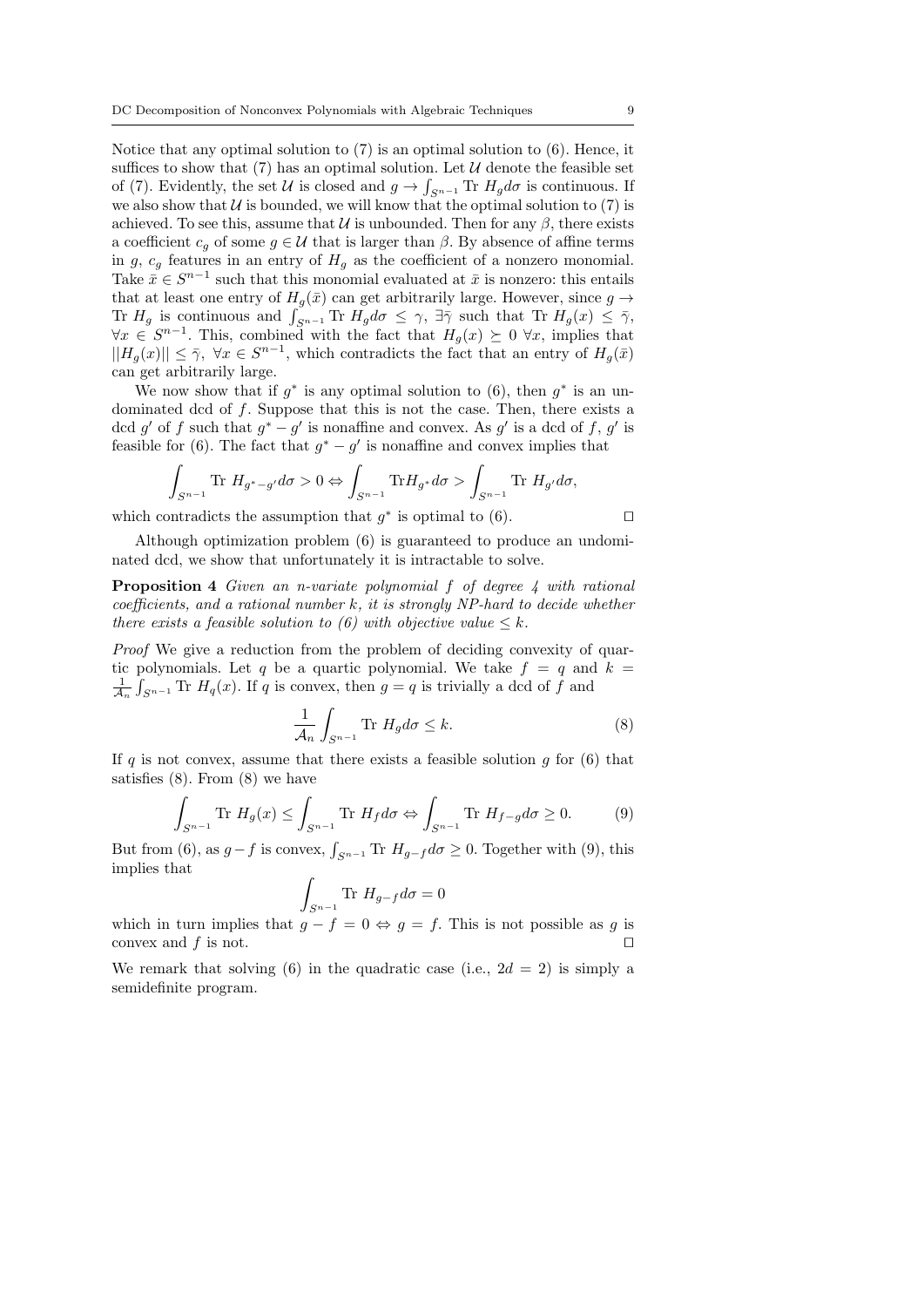Notice that any optimal solution to (7) is an optimal solution to (6). Hence, it suffices to show that (7) has an optimal solution. Let $\mathcal{U}$ denote the feasible set of (7). Evidently, the set $\mathcal{U}$ is closed and $g \to \int_{S^{n-1}} \text{Tr } H_g d\sigma$ is continuous. If we also show that $\mathcal{U}$ is bounded, we will know that the optimal solution to (7) is achieved. To see this, assume that $\mathcal{U}$ is unbounded. Then for any $\beta$, there exists a coefficient $c_g$ of some $g \in \mathcal{U}$ that is larger than $\beta$. By absence of affine terms in $g$, $c_g$ features in an entry of $H_g$ as the coefficient of a nonzero monomial. Take $\bar{x} \in S^{n-1}$ such that this monomial evaluated at $\bar{x}$ is nonzero: this entails that at least one entry of $H_g(\bar{x})$ can get arbitrarily large. However, since $g \to \text{Tr } H_g$ is continuous and $\int_{S^{n-1}} \text{Tr } H_g d\sigma \leq \gamma$, $\exists \bar{\gamma}$ such that $\text{Tr } H_g(x) \leq \bar{\gamma}$, $\forall x \in S^{n-1}$. This, combined with the fact that $H_g(x) \succeq 0 \ \forall x$, implies that $||H_g(x)|| \leq \bar{\gamma}, \ \forall x \in S^{n-1}$, which contradicts the fact that an entry of $H_g(\bar{x})$ can get arbitrarily large.

We now show that if $g^*$ is any optimal solution to (6), then $g^*$ is an undominated dcd of $f$. Suppose that this is not the case. Then, there exists a dcd $g'$ of $f$ such that $g^* - g'$ is nonaffine and convex. As $g'$ is a dcd of $f$, $g'$ is feasible for (6). The fact that $g^* - g'$ is nonaffine and convex implies that

$$\int_{S^{n-1}} \text{Tr } H_{g^*-g'} d\sigma > 0 \Leftrightarrow \int_{S^{n-1}} \text{Tr} H_{g^*} d\sigma > \int_{S^{n-1}} \text{Tr } H_{g'} d\sigma,$$

which contradicts the assumption that $g^*$ is optimal to (6). $\square$

Although optimization problem (6) is guaranteed to produce an undominated dcd, we show that unfortunately it is intractable to solve.

**Proposition 4** *Given an n-variate polynomial $f$ of degree 4 with rational coefficients, and a rational number $k$, it is strongly NP-hard to decide whether there exists a feasible solution to (6) with objective value $\leq k$.*

*Proof* We give a reduction from the problem of deciding convexity of quartic polynomials. Let $q$ be a quartic polynomial. We take $f = q$ and $k = \frac{1}{\mathcal{A}_n} \int_{S^{n-1}} \text{Tr } H_q(x)$. If $q$ is convex, then $g = q$ is trivially a dcd of $f$ and

$$\frac{1}{\mathcal{A}_n} \int_{S^{n-1}} \text{Tr } H_g d\sigma \leq k. \tag{8}$$

If $q$ is not convex, assume that there exists a feasible solution $g$ for (6) that satisfies (8). From (8) we have

$$\int_{S^{n-1}} \text{Tr } H_g(x) \leq \int_{S^{n-1}} \text{Tr } H_f d\sigma \Leftrightarrow \int_{S^{n-1}} \text{Tr } H_{f-g} d\sigma \geq 0. \tag{9}$$

But from (6), as $g - f$ is convex, $\int_{S^{n-1}} \text{Tr } H_{g-f} d\sigma \geq 0$. Together with (9), this implies that

$$\int_{S^{n-1}} \text{Tr } H_{g-f} d\sigma = 0$$

which in turn implies that $g - f = 0 \Leftrightarrow g = f$. This is not possible as $g$ is convex and $f$ is not. $\square$

We remark that solving (6) in the quadratic case (i.e., $2d = 2$) is simply a semidefinite program.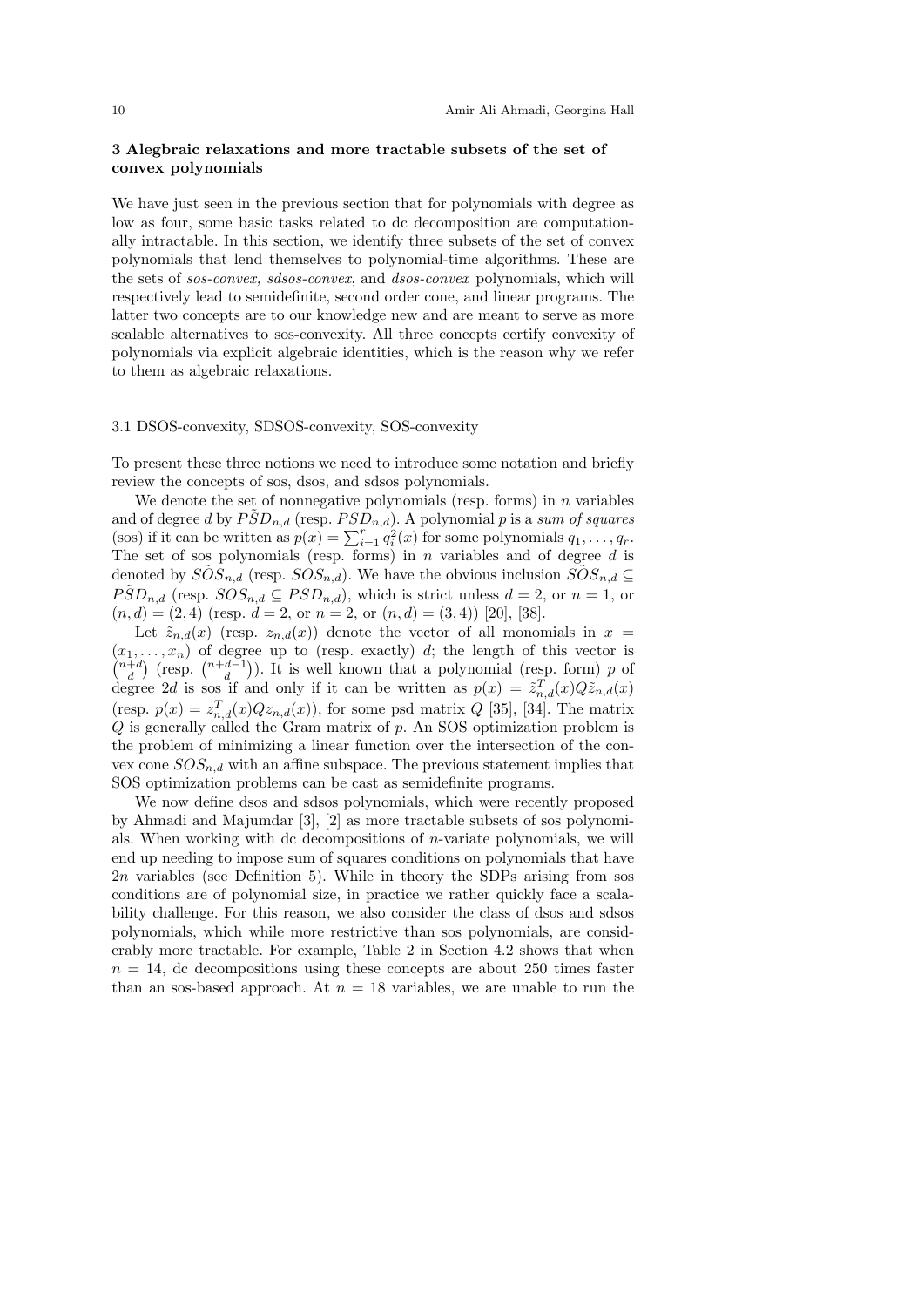## 3 Alegbraic relaxations and more tractable subsets of the set of convex polynomials

We have just seen in the previous section that for polynomials with degree as low as four, some basic tasks related to dc decomposition are computationally intractable. In this section, we identify three subsets of the set of convex polynomials that lend themselves to polynomial-time algorithms. These are the sets of *sos-convex, sdsos-convex*, and *dsos-convex* polynomials, which will respectively lead to semidefinite, second order cone, and linear programs. The latter two concepts are to our knowledge new and are meant to serve as more scalable alternatives to sos-convexity. All three concepts certify convexity of polynomials via explicit algebraic identities, which is the reason why we refer to them as algebraic relaxations.

### 3.1 DSOS-convexity, SDSOS-convexity, SOS-convexity

To present these three notions we need to introduce some notation and briefly review the concepts of sos, dsos, and sdsos polynomials.

We denote the set of nonnegative polynomials (resp. forms) in $n$ variables and of degree $d$ by $\tilde{PSD}_{n,d}$ (resp. $PSD_{n,d}$). A polynomial $p$ is a *sum of squares* (sos) if it can be written as $p(x) = \sum_{i=1}^r q_i^2(x)$ for some polynomials $q_1, \ldots, q_r$. The set of sos polynomials (resp. forms) in $n$ variables and of degree $d$ is denoted by $\tilde{SOS}_{n,d}$ (resp. $SOS_{n,d}$). We have the obvious inclusion $\tilde{SOS}_{n,d} \subseteq \tilde{PSD}_{n,d}$ (resp. $SOS_{n,d} \subseteq PSD_{n,d}$), which is strict unless $d = 2$, or $n = 1$, or $(n,d) = (2,4)$ (resp. $d = 2$, or $n = 2$, or $(n,d) = (3,4)$) [20], [38].

Let $\tilde{z}_{n,d}(x)$ (resp. $z_{n,d}(x)$) denote the vector of all monomials in $x = (x_1, \ldots, x_n)$ of degree up to (resp. exactly) $d$; the length of this vector is $\binom{n+d}{d}$ (resp. $\binom{n+d-1}{d}$). It is well known that a polynomial (resp. form) $p$ of degree $2d$ is sos if and only if it can be written as $p(x) = \tilde{z}_{n,d}^T(x) Q \tilde{z}_{n,d}(x)$ (resp. $p(x) = z_{n,d}^T(x) Q z_{n,d}(x)$), for some psd matrix $Q$ [35], [34]. The matrix $Q$ is generally called the Gram matrix of $p$. An SOS optimization problem is the problem of minimizing a linear function over the intersection of the convex cone $SOS_{n,d}$ with an affine subspace. The previous statement implies that SOS optimization problems can be cast as semidefinite programs.

We now define dsos and sdsos polynomials, which were recently proposed by Ahmadi and Majumdar [3], [2] as more tractable subsets of sos polynomials. When working with dc decompositions of $n$-variate polynomials, we will end up needing to impose sum of squares conditions on polynomials that have $2n$ variables (see Definition 5). While in theory the SDPs arising from sos conditions are of polynomial size, in practice we rather quickly face a scalability challenge. For this reason, we also consider the class of dsos and sdsos polynomials, which while more restrictive than sos polynomials, are considerably more tractable. For example, Table 2 in Section 4.2 shows that when $n = 14$, dc decompositions using these concepts are about 250 times faster than an sos-based approach. At $n = 18$ variables, we are unable to run the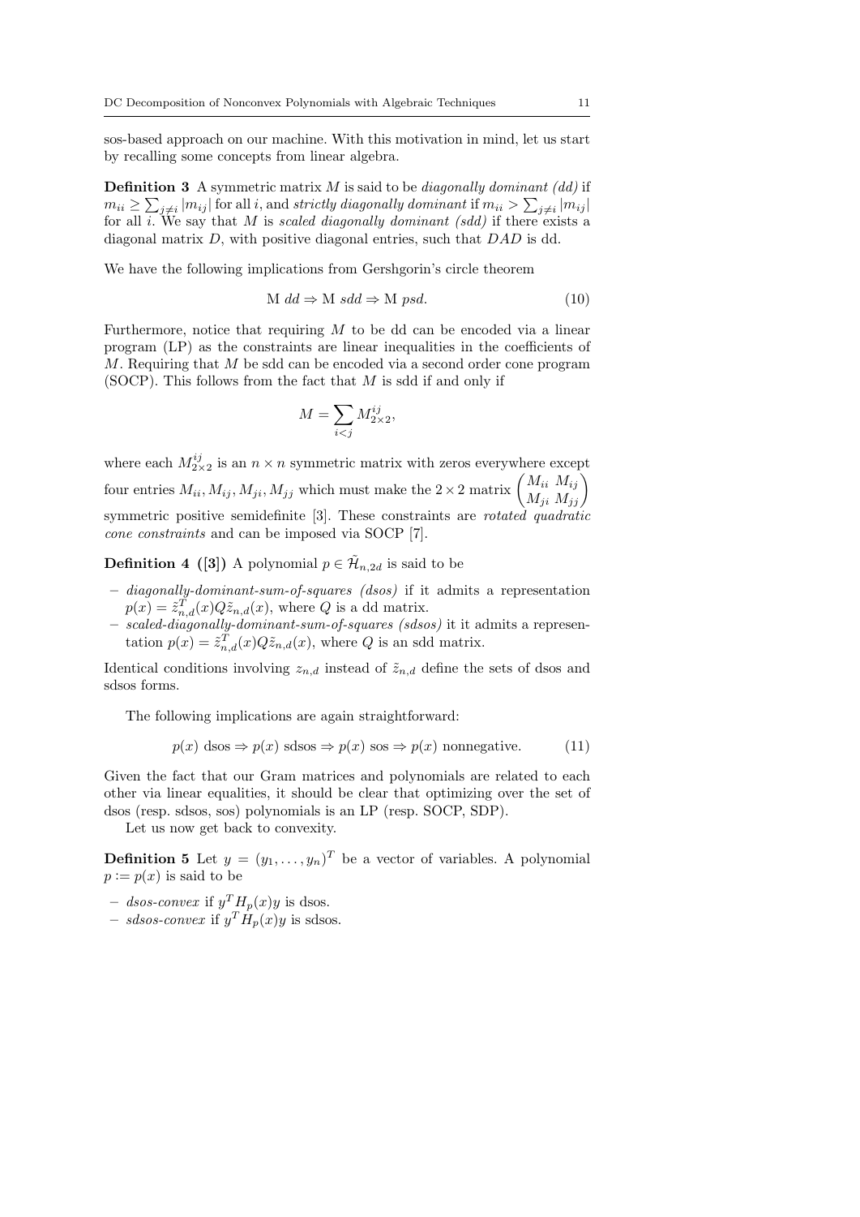sos-based approach on our machine. With this motivation in mind, let us start by recalling some concepts from linear algebra.

**Definition 3** A symmetric matrix $M$ is said to be *diagonally dominant (dd)* if $m_{ii} \geq \sum_{j \neq i} |m_{ij}|$ for all $i$, and *strictly diagonally dominant* if $m_{ii} > \sum_{j \neq i} |m_{ij}|$ for all $i$. We say that $M$ is *scaled diagonally dominant (sdd)* if there exists a diagonal matrix $D$, with positive diagonal entries, such that $DAD$ is dd.

We have the following implications from Gershgorin's circle theorem

$$\text{M } dd \Rightarrow \text{M } sdd \Rightarrow \text{M } psd. \tag{10}$$

Furthermore, notice that requiring $M$ to be dd can be encoded via a linear program (LP) as the constraints are linear inequalities in the coefficients of $M$. Requiring that $M$ be sdd can be encoded via a second order cone program (SOCP). This follows from the fact that $M$ is sdd if and only if

$$M = \sum_{i<j} M_{2\times 2}^{ij},$$

where each $M_{2\times 2}^{ij}$ is an $n \times n$ symmetric matrix with zeros everywhere except four entries $M_{ii}, M_{ij}, M_{ji}, M_{jj}$ which must make the $2 \times 2$ matrix $\begin{pmatrix} M_{ii} & M_{ij} \\ M_{ji} & M_{jj} \end{pmatrix}$ symmetric positive semidefinite [3]. These constraints are *rotated quadratic cone constraints* and can be imposed via SOCP [7].

**Definition 4 ([3])** A polynomial $p \in \tilde{\mathcal{H}}_{n,2d}$ is said to be

- *diagonally-dominant-sum-of-squares (dsos)* if it admits a representation $p(x) = \tilde{z}_{n,d}^T(x) Q \tilde{z}_{n,d}(x)$, where $Q$ is a dd matrix.
- *scaled-diagonally-dominant-sum-of-squares (sdsos)* it it admits a representation $p(x) = \tilde{z}_{n,d}^T(x) Q \tilde{z}_{n,d}(x)$, where $Q$ is an sdd matrix.

Identical conditions involving $z_{n,d}$ instead of $\tilde{z}_{n,d}$ define the sets of dsos and sdsos forms.

The following implications are again straightforward:

$$p(x) \text{ dsos} \Rightarrow p(x) \text{ sdsos} \Rightarrow p(x) \text{ sos} \Rightarrow p(x) \text{ nonnegative}. \tag{11}$$

Given the fact that our Gram matrices and polynomials are related to each other via linear equalities, it should be clear that optimizing over the set of dsos (resp. sdsos, sos) polynomials is an LP (resp. SOCP, SDP).

Let us now get back to convexity.

**Definition 5** Let $y = (y_1, \ldots, y_n)^T$ be a vector of variables. A polynomial $p := p(x)$ is said to be

- *dsos-convex* if $y^T H_p(x) y$ is dsos.
- *sdsos-convex* if $y^T H_p(x) y$ is sdsos.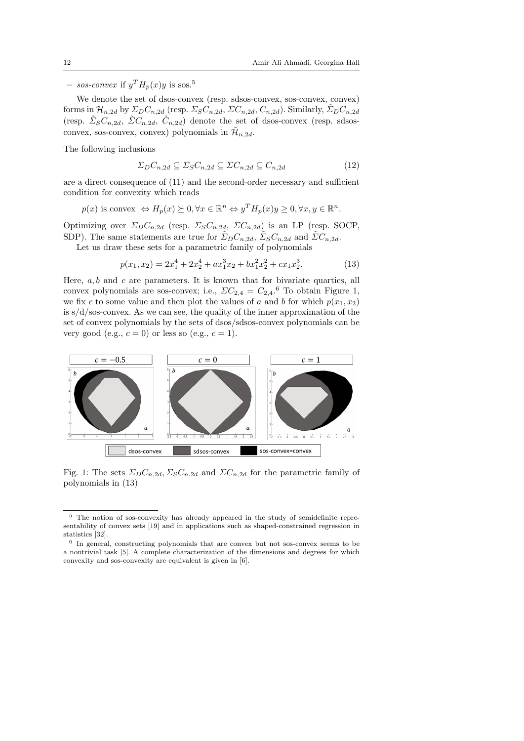– *sos-convex* if $y^T H_p(x) y$ is sos.[5]

We denote the set of dsos-convex (resp. sdsos-convex, sos-convex, convex) forms in $\mathcal{H}_{n,2d}$ by $\Sigma_D C_{n,2d}$ (resp. $\Sigma_S C_{n,2d}$, $\Sigma C_{n,2d}$, $C_{n,2d}$). Similarly, $\tilde{\Sigma}_D C_{n,2d}$ (resp. $\tilde{\Sigma}_S C_{n,2d}$, $\tilde{\Sigma} C_{n,2d}$, $\tilde{C}_{n,2d}$) denote the set of dsos-convex (resp. sdsos-convex, sos-convex, convex) polynomials in $\tilde{\mathcal{H}}_{n,2d}$.

The following inclusions

$$\Sigma_D C_{n,2d} \subseteq \Sigma_S C_{n,2d} \subseteq \Sigma C_{n,2d} \subseteq C_{n,2d} \tag{12}$$

are a direct consequence of (11) and the second-order necessary and sufficient condition for convexity which reads

$$p(x) \text{ is convex } \Leftrightarrow H_p(x) \succeq 0, \forall x \in \mathbb{R}^n \Leftrightarrow y^T H_p(x) y \geq 0, \forall x, y \in \mathbb{R}^n.$$

Optimizing over $\Sigma_D C_{n,2d}$ (resp. $\Sigma_S C_{n,2d}$, $\Sigma C_{n,2d}$) is an LP (resp. SOCP, SDP). The same statements are true for $\tilde{\Sigma}_D C_{n,2d}$, $\tilde{\Sigma}_S C_{n,2d}$ and $\tilde{\Sigma} C_{n,2d}$.

Let us draw these sets for a parametric family of polynomials

$$p(x_1, x_2) = 2x_1^4 + 2x_2^4 + ax_1^3 x_2 + bx_1^2 x_2^2 + cx_1 x_2^3. \tag{13}$$

Here, $a, b$ and $c$ are parameters. It is known that for bivariate quartics, all convex polynomials are sos-convex; i.e., $\Sigma C_{2,4} = C_{2,4}$.[6] To obtain Figure 1, we fix $c$ to some value and then plot the values of $a$ and $b$ for which $p(x_1, x_2)$ is s/d/sos-convex. As we can see, the quality of the inner approximation of the set of convex polynomials by the sets of dsos/sdsos-convex polynomials can be very good (e.g., $c = 0$) or less so (e.g., $c = 1$).

Fig. 1: The sets $\Sigma_D C_{n,2d}, \Sigma_S C_{n,2d}$ and $\Sigma C_{n,2d}$ for the parametric family of polynomials in (13)

[5] The notion of sos-convexity has already appeared in the study of semidefinite representability of convex sets [19] and in applications such as shaped-constrained regression in statistics [32].

[6] In general, constructing polynomials that are convex but not sos-convex seems to be a nontrivial task [5]. A complete characterization of the dimensions and degrees for which convexity and sos-convexity are equivalent is given in [6].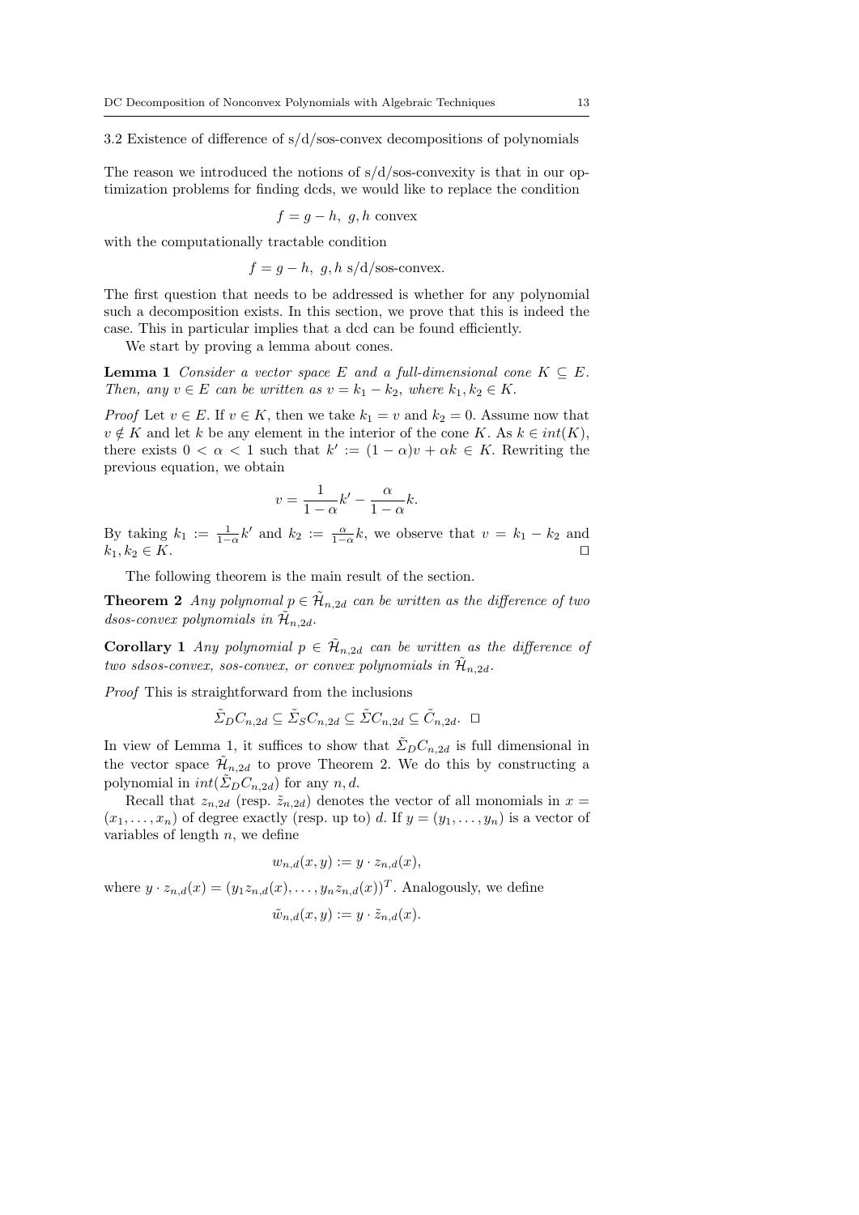### 3.2 Existence of difference of s/d/sos-convex decompositions of polynomials

The reason we introduced the notions of s/d/sos-convexity is that in our optimization problems for finding dcds, we would like to replace the condition

$$f = g - h,\ g, h \text{ convex}$$

with the computationally tractable condition

$$f = g - h,\ g, h \text{ s/d/sos-convex.}$$

The first question that needs to be addressed is whether for any polynomial such a decomposition exists. In this section, we prove that this is indeed the case. This in particular implies that a dcd can be found efficiently.

We start by proving a lemma about cones.

**Lemma 1** *Consider a vector space $E$ and a full-dimensional cone $K \subseteq E$. Then, any $v \in E$ can be written as $v = k_1 - k_2$, where $k_1, k_2 \in K$.*

*Proof* Let $v \in E$. If $v \in K$, then we take $k_1 = v$ and $k_2 = 0$. Assume now that $v \notin K$ and let $k$ be any element in the interior of the cone $K$. As $k \in int(K)$, there exists $0 < \alpha < 1$ such that $k' := (1-\alpha)v + \alpha k \in K$. Rewriting the previous equation, we obtain

$$v = \frac{1}{1-\alpha}k' - \frac{\alpha}{1-\alpha}k.$$

By taking $k_1 := \frac{1}{1-\alpha}k'$ and $k_2 := \frac{\alpha}{1-\alpha}k$, we observe that $v = k_1 - k_2$ and $k_1, k_2 \in K$. $\square$

The following theorem is the main result of the section.

**Theorem 2** *Any polynomal $p \in \tilde{\mathcal{H}}_{n,2d}$ can be written as the difference of two dsos-convex polynomials in $\tilde{\mathcal{H}}_{n,2d}$.*

**Corollary 1** *Any polynomial $p \in \tilde{\mathcal{H}}_{n,2d}$ can be written as the difference of two sdsos-convex, sos-convex, or convex polynomials in $\tilde{\mathcal{H}}_{n,2d}$.*

*Proof* This is straightforward from the inclusions

$$\tilde{\Sigma}_D C_{n,2d} \subseteq \tilde{\Sigma}_S C_{n,2d} \subseteq \tilde{\Sigma} C_{n,2d} \subseteq \tilde{C}_{n,2d}. \ \square$$

In view of Lemma 1, it suffices to show that $\tilde{\Sigma}_D C_{n,2d}$ is full dimensional in the vector space $\tilde{\mathcal{H}}_{n,2d}$ to prove Theorem 2. We do this by constructing a polynomial in $int(\tilde{\Sigma}_D C_{n,2d})$ for any $n, d$.

Recall that $z_{n,2d}$ (resp. $\tilde{z}_{n,2d}$) denotes the vector of all monomials in $x = (x_1, \ldots, x_n)$ of degree exactly (resp. up to) $d$. If $y = (y_1, \ldots, y_n)$ is a vector of variables of length $n$, we define

$$w_{n,d}(x, y) := y \cdot z_{n,d}(x),$$

where $y \cdot z_{n,d}(x) = (y_1 z_{n,d}(x), \ldots, y_n z_{n,d}(x))^T$. Analogously, we define

$$\tilde{w}_{n,d}(x, y) := y \cdot \tilde{z}_{n,d}(x).$$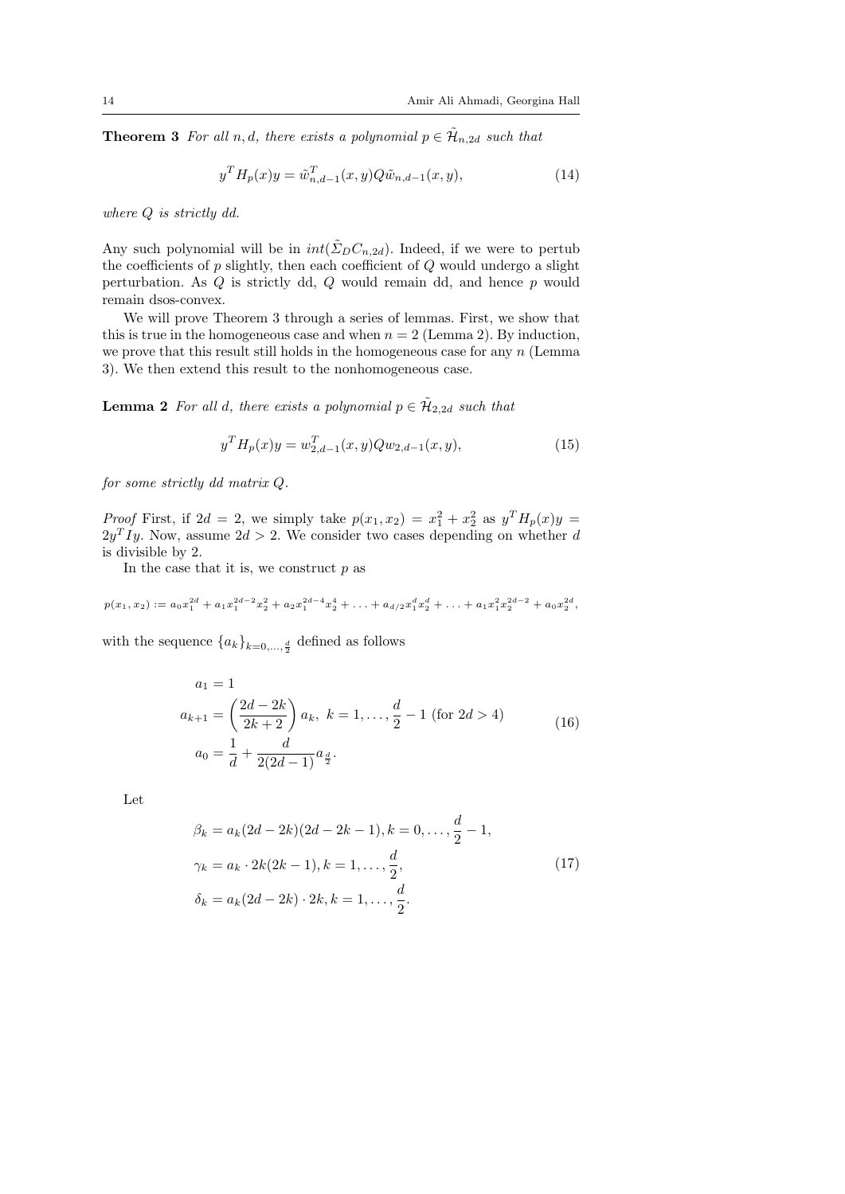**Theorem 3** *For all $n, d$, there exists a polynomial $p \in \tilde{\mathcal{H}}_{n,2d}$ such that*

$$y^T H_p(x) y = \tilde{w}_{n,d-1}^T(x,y) Q \tilde{w}_{n,d-1}(x,y), \tag{14}$$

*where $Q$ is strictly dd.*

Any such polynomial will be in $int(\tilde{\Sigma}_D C_{n,2d})$. Indeed, if we were to pertub the coefficients of $p$ slightly, then each coefficient of $Q$ would undergo a slight perturbation. As $Q$ is strictly dd, $Q$ would remain dd, and hence $p$ would remain dsos-convex.

We will prove Theorem 3 through a series of lemmas. First, we show that this is true in the homogeneous case and when $n = 2$ (Lemma 2). By induction, we prove that this result still holds in the homogeneous case for any $n$ (Lemma 3). We then extend this result to the nonhomogeneous case.

**Lemma 2** *For all $d$, there exists a polynomial $p \in \tilde{\mathcal{H}}_{2,2d}$ such that*

$$y^T H_p(x) y = w_{2,d-1}^T(x,y) Q w_{2,d-1}(x,y), \tag{15}$$

*for some strictly dd matrix $Q$.*

*Proof* First, if $2d = 2$, we simply take $p(x_1, x_2) = x_1^2 + x_2^2$ as $y^T H_p(x) y = 2y^T I y$. Now, assume $2d > 2$. We consider two cases depending on whether $d$ is divisible by 2.

In the case that it is, we construct $p$ as

$$p(x_1, x_2) := a_0 x_1^{2d} + a_1 x_1^{2d-2} x_2^2 + a_2 x_1^{2d-4} x_2^4 + \ldots + a_{d/2} x_1^d x_2^d + \ldots + a_1 x_1^2 x_2^{2d-2} + a_0 x_2^{2d},$$

with the sequence $\{a_k\}_{k=0,\ldots,\frac{d}{2}}$ defined as follows

$$\begin{aligned}
a_1 &= 1 \\
a_{k+1} &= \left(\frac{2d-2k}{2k+2}\right) a_k, \; k = 1, \ldots, \frac{d}{2} - 1 \text{ (for } 2d > 4) \\
a_0 &= \frac{1}{d} + \frac{d}{2(2d-1)} a_{\frac{d}{2}}.
\end{aligned} \tag{16}$$

Let

$$\begin{aligned}
\beta_k &= a_k (2d-2k)(2d-2k-1), k = 0, \ldots, \frac{d}{2} - 1, \\
\gamma_k &= a_k \cdot 2k(2k-1), k = 1, \ldots, \frac{d}{2}, \\
\delta_k &= a_k (2d-2k) \cdot 2k, k = 1, \ldots, \frac{d}{2}.
\end{aligned} \tag{17}$$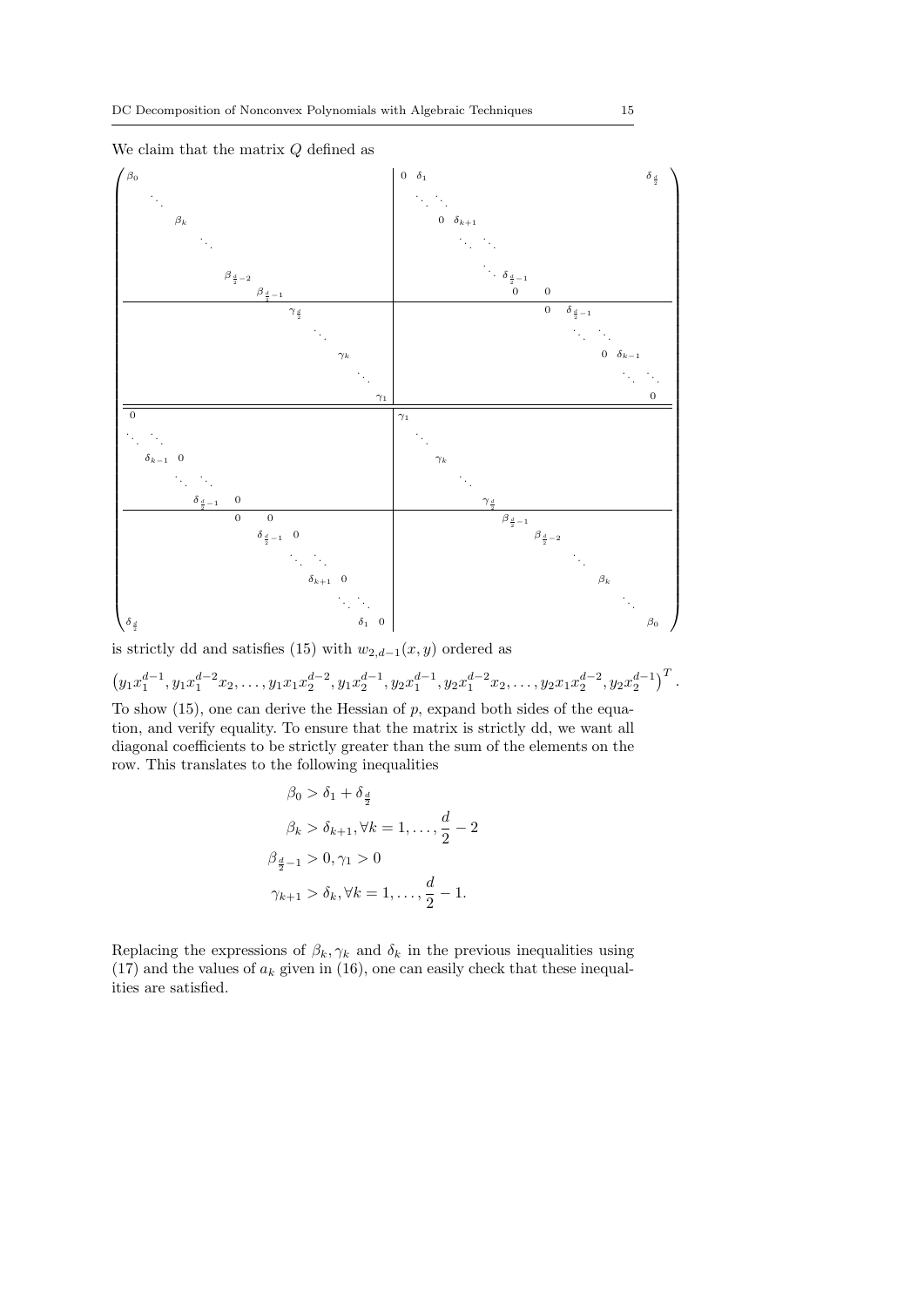We claim that the matrix $Q$ defined as

$$
\left(\begin{array}{cccccccccc|cccccccccc}
\beta_0 & & & & & & & & & & 0 & \delta_1 & & & & & & & & \delta_{\frac{d}{2}} \\
 & \ddots & & & & & & & & & & \ddots & \ddots & & & & & & & \\
 & & \beta_k & & & & & & & & & & 0 & \delta_{k+1} & & & & & & \\
 & & & \ddots & & & & & & & & & & \ddots & \ddots & & & & & \\
 & & & & \beta_{\frac{d}{2}-2} & & & & & & & & & & \ddots & \delta_{\frac{d}{2}-1} & & & & \\
 & & & & & \beta_{\frac{d}{2}-1} & & & & & & & & & & 0 & 0 & & & \\
\hline
 & & & & & & \gamma_{\frac{d}{2}} & & & & & & & & & & 0 & \delta_{\frac{d}{2}-1} & & \\
 & & & & & & & \ddots & & & & & & & & & & \ddots & \ddots & \\
 & & & & & & & & \gamma_k & & & & & & & & & & 0 & \delta_{k-1} \\
 & & & & & & & & & \ddots & & & & & & & & & & \ddots \\
 & & & & & & & & & \gamma_1 & & & & & & & & & & 0 \\
\hline\hline
0 & & & & & & & & & & \gamma_1 & & & & & & & & & \\
\ddots & \ddots & & & & & & & & & & \ddots & & & & & & & & \\
 & \delta_{k-1} & 0 & & & & & & & & & & \gamma_k & & & & & & & \\
 & & \ddots & \ddots & & & & & & & & & & \ddots & & & & & & \\
 & & & \delta_{\frac{d}{2}-1} & 0 & & & & & & & & & & \gamma_{\frac{d}{2}} & & & & & \\
\hline
 & & & & 0 & 0 & & & & & & & & & & \beta_{\frac{d}{2}-1} & & & & \\
 & & & & & \delta_{\frac{d}{2}-1} & 0 & & & & & & & & & & \beta_{\frac{d}{2}-2} & & & \\
 & & & & & & \ddots & \ddots & & & & & & & & & & \ddots & & \\
 & & & & & & & \delta_{k+1} & 0 & & & & & & & & & & \beta_k & \\
 & & & & & & & & \ddots & \ddots & & & & & & & & & & \ddots \\
\delta_{\frac{d}{2}} & & & & & & & & \delta_1 & 0 & & & & & & & & & & \beta_0
\end{array}\right)
$$

is strictly dd and satisfies (15) with $w_{2,d-1}(x,y)$ ordered as

$$\left(y_1x_1^{d-1}, y_1x_1^{d-2}x_2, \ldots, y_1x_1x_2^{d-2}, y_1x_2^{d-1}, y_2x_1^{d-1}, y_2x_1^{d-2}x_2, \ldots, y_2x_1x_2^{d-2}, y_2x_2^{d-1}\right)^T.$$

To show (15), one can derive the Hessian of $p$, expand both sides of the equation, and verify equality. To ensure that the matrix is strictly dd, we want all diagonal coefficients to be strictly greater than the sum of the elements on the row. This translates to the following inequalities

$$
\begin{aligned}
\beta_0 &> \delta_1 + \delta_{\frac{d}{2}} \\
\beta_k &> \delta_{k+1}, \forall k = 1, \ldots, \frac{d}{2} - 2 \\
\beta_{\frac{d}{2}-1} &> 0, \gamma_1 > 0 \\
\gamma_{k+1} &> \delta_k, \forall k = 1, \ldots, \frac{d}{2} - 1.
\end{aligned}
$$

Replacing the expressions of $\beta_k, \gamma_k$ and $\delta_k$ in the previous inequalities using (17) and the values of $a_k$ given in (16), one can easily check that these inequalities are satisfied.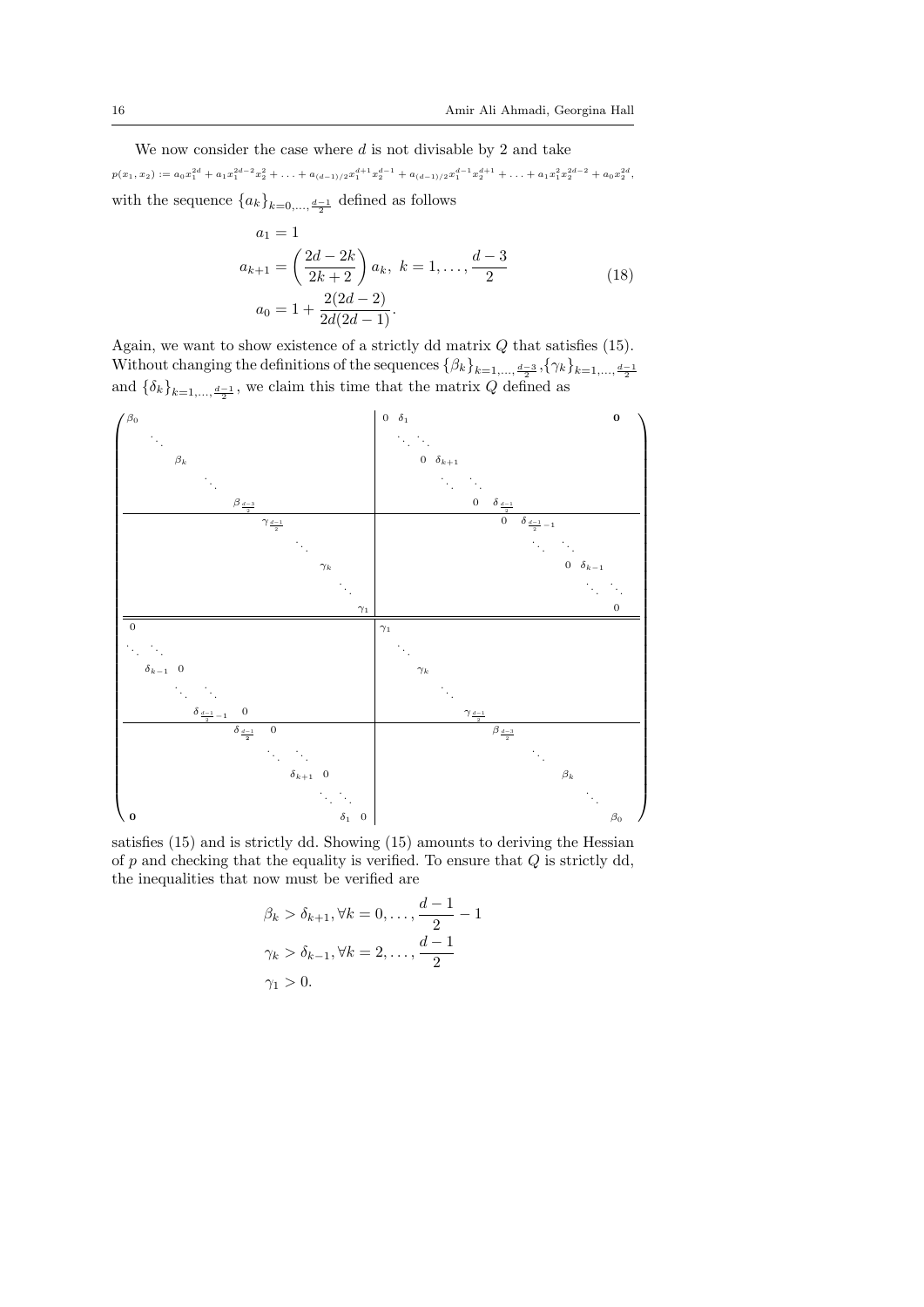We now consider the case where $d$ is not divisable by 2 and take

$p(x_1, x_2) := a_0 x_1^{2d} + a_1 x_1^{2d-2} x_2^2 + \ldots + a_{(d-1)/2} x_1^{d+1} x_2^{d-1} + a_{(d-1)/2} x_1^{d-1} x_2^{d+1} + \ldots + a_1 x_1^2 x_2^{2d-2} + a_0 x_2^{2d},$

with the sequence $\{a_k\}_{k=0,\ldots,\frac{d-1}{2}}$ defined as follows

$$
\begin{aligned}
a_1 &= 1 \\
a_{k+1} &= \left(\frac{2d-2k}{2k+2}\right) a_k, \; k = 1, \ldots, \frac{d-3}{2} \\
a_0 &= 1 + \frac{2(2d-2)}{2d(2d-1)}.
\end{aligned}
\tag{18}
$$

Again, we want to show existence of a strictly dd matrix $Q$ that satisfies (15). Without changing the definitions of the sequences $\{\beta_k\}_{k=1,\ldots,\frac{d-3}{2}}$, $\{\gamma_k\}_{k=1,\ldots,\frac{d-1}{2}}$ and $\{\delta_k\}_{k=1,\ldots,\frac{d-1}{2}}$, we claim this time that the matrix $Q$ defined as

$$
\left(\begin{array}{cccccccccc|cccccccccc}
\beta_0 & & & & & & & & & & 0 & \delta_1 & & & & & & & & \mathbf{0} \\
 & \ddots & & & & & & & & & & \ddots & \ddots & & & & & & & \\
 & & \beta_k & & & & & & & & & & 0 & \delta_{k+1} & & & & & & \\
 & & & \ddots & & & & & & & & & & \ddots & \ddots & & & & & \\
 & & & & \beta_{\frac{d-3}{2}} & & & & & & & & & & 0 & \delta_{\frac{d-1}{2}} & & & & \\
\hline
 & & & & & \gamma_{\frac{d-1}{2}} & & & & & & & & & & 0 & \delta_{\frac{d-1}{2}-1} & & & \\
 & & & & & & \ddots & & & & & & & & & & \ddots & \ddots & & \\
 & & & & & & & \gamma_k & & & & & & & & & & 0 & \delta_{k-1} & \\
 & & & & & & & & \ddots & & & & & & & & & & \ddots & \ddots \\
 & & & & & & & & & \gamma_1 & & & & & & & & & & 0 \\
\hline\hline
0 & & & & & & & & & & \gamma_1 & & & & & & & & & \\
\ddots & \ddots & & & & & & & & & & \ddots & & & & & & & & \\
 & \delta_{k-1} & 0 & & & & & & & & & & \gamma_k & & & & & & & \\
 & & \ddots & \ddots & & & & & & & & & & \ddots & & & & & & \\
 & & & \delta_{\frac{d-1}{2}-1} & 0 & & & & & & & & & & \gamma_{\frac{d-1}{2}} & & & & & \\
\hline
 & & & & \delta_{\frac{d-1}{2}} & 0 & & & & & & & & & & \beta_{\frac{d-3}{2}} & & & & \\
 & & & & & \ddots & \ddots & & & & & & & & & & \ddots & & & \\
 & & & & & & \delta_{k+1} & 0 & & & & & & & & & & \beta_k & & \\
 & & & & & & & \ddots & \ddots & & & & & & & & & & \ddots & \\
\mathbf{0} & & & & & & & & \delta_1 & 0 & & & & & & & & & & \beta_0
\end{array}\right)
$$

satisfies (15) and is strictly dd. Showing (15) amounts to deriving the Hessian of $p$ and checking that the equality is verified. To ensure that $Q$ is strictly dd, the inequalities that now must be verified are

$$
\begin{aligned}
&\beta_k > \delta_{k+1}, \forall k = 0, \ldots, \frac{d-1}{2} - 1 \\
&\gamma_k > \delta_{k-1}, \forall k = 2, \ldots, \frac{d-1}{2} \\
&\gamma_1 > 0.
\end{aligned}
$$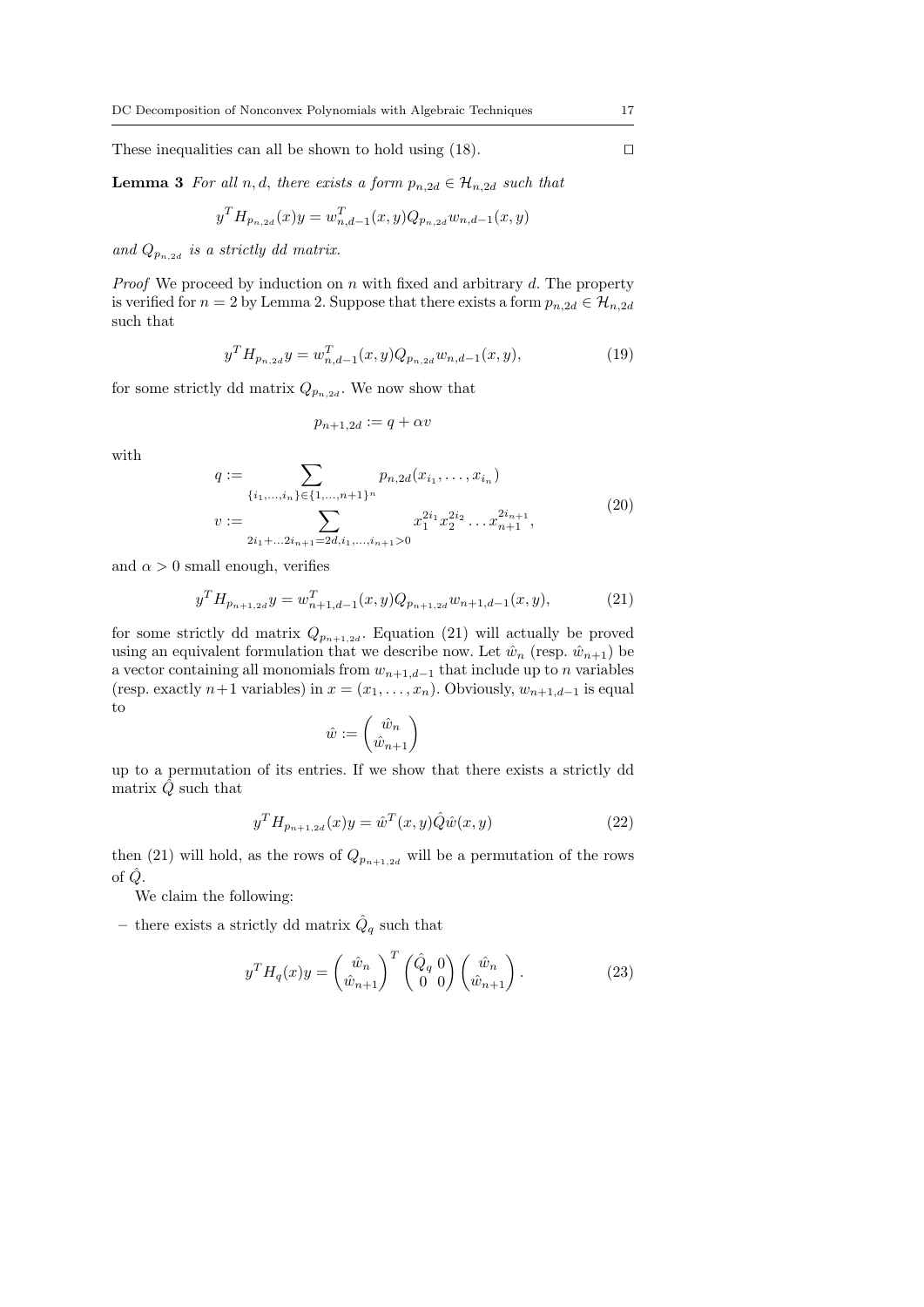These inequalities can all be shown to hold using (18). $\square$

**Lemma 3** *For all $n, d$, there exists a form $p_{n,2d} \in \mathcal{H}_{n,2d}$ such that*

$$y^T H_{p_{n,2d}}(x) y = w_{n,d-1}^T(x,y) Q_{p_{n,2d}} w_{n,d-1}(x,y)$$

*and $Q_{p_{n,2d}}$ is a strictly dd matrix.*

*Proof* We proceed by induction on $n$ with fixed and arbitrary $d$. The property is verified for $n = 2$ by Lemma 2. Suppose that there exists a form $p_{n,2d} \in \mathcal{H}_{n,2d}$ such that

$$y^T H_{p_{n,2d}} y = w_{n,d-1}^T(x,y) Q_{p_{n,2d}} w_{n,d-1}(x,y), \tag{19}$$

for some strictly dd matrix $Q_{p_{n,2d}}$. We now show that

$$p_{n+1,2d} := q + \alpha v$$

with

$$\begin{aligned} q &:= \sum_{\{i_1,\ldots,i_n\} \in \{1,\ldots,n+1\}^n} p_{n,2d}(x_{i_1}, \ldots, x_{i_n}) \\ v &:= \sum_{2i_1+\ldots 2i_{n+1}=2d, i_1,\ldots,i_{n+1}>0} x_1^{2i_1} x_2^{2i_2} \ldots x_{n+1}^{2i_{n+1}}, \end{aligned} \tag{20}$$

and $\alpha > 0$ small enough, verifies

$$y^T H_{p_{n+1,2d}} y = w_{n+1,d-1}^T(x,y) Q_{p_{n+1,2d}} w_{n+1,d-1}(x,y), \tag{21}$$

for some strictly dd matrix $Q_{p_{n+1,2d}}$. Equation (21) will actually be proved using an equivalent formulation that we describe now. Let $\hat{w}_n$ (resp. $\hat{w}_{n+1}$) be a vector containing all monomials from $w_{n+1,d-1}$ that include up to $n$ variables (resp. exactly $n+1$ variables) in $x = (x_1, \ldots, x_n)$. Obviously, $w_{n+1,d-1}$ is equal to

$$\hat{w} := \begin{pmatrix} \hat{w}_n \\ \hat{w}_{n+1} \end{pmatrix}$$

up to a permutation of its entries. If we show that there exists a strictly dd matrix $\hat{Q}$ such that

$$y^T H_{p_{n+1,2d}}(x) y = \hat{w}^T(x,y) \hat{Q} \hat{w}(x,y) \tag{22}$$

then (21) will hold, as the rows of $Q_{p_{n+1,2d}}$ will be a permutation of the rows of $\hat{Q}$.

We claim the following:

– there exists a strictly dd matrix $\hat{Q}_q$ such that

$$y^T H_q(x) y = \begin{pmatrix} \hat{w}_n \\ \hat{w}_{n+1} \end{pmatrix}^T \begin{pmatrix} \hat{Q}_q & 0 \\ 0 & 0 \end{pmatrix} \begin{pmatrix} \hat{w}_n \\ \hat{w}_{n+1} \end{pmatrix}. \tag{23}$$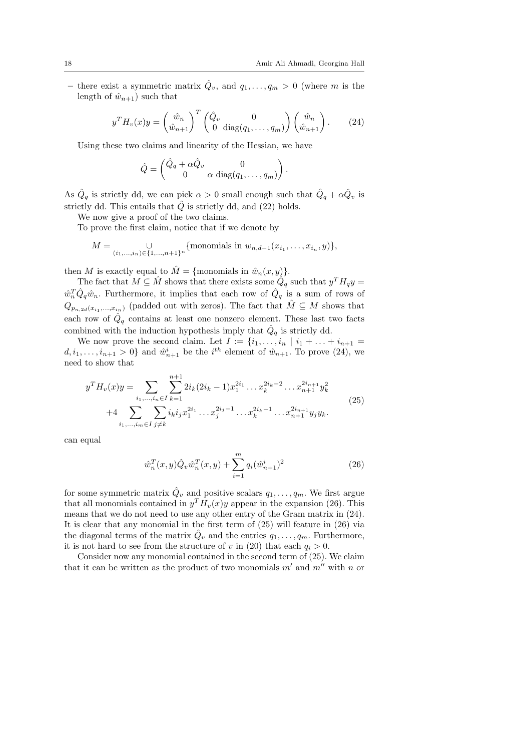– there exist a symmetric matrix $\hat{Q}_v$, and $q_1, \ldots, q_m > 0$ (where $m$ is the length of $\hat{w}_{n+1}$) such that

$$y^T H_v(x) y = \begin{pmatrix} \hat{w}_n \\ \hat{w}_{n+1} \end{pmatrix}^T \begin{pmatrix} \hat{Q}_v & 0 \\ 0 & \text{diag}(q_1, \ldots, q_m) \end{pmatrix} \begin{pmatrix} \hat{w}_n \\ \hat{w}_{n+1} \end{pmatrix}. \tag{24}$$

Using these two claims and linearity of the Hessian, we have

$$\hat{Q} = \begin{pmatrix} \hat{Q}_q + \alpha \hat{Q}_v & 0 \\ 0 & \alpha \ \text{diag}(q_1, \ldots, q_m) \end{pmatrix}.$$

As $\hat{Q}_q$ is strictly dd, we can pick $\alpha > 0$ small enough such that $\hat{Q}_q + \alpha \hat{Q}_v$ is strictly dd. This entails that $\hat{Q}$ is strictly dd, and (22) holds.

We now give a proof of the two claims.

To prove the first claim, notice that if we denote by

$$M = \underset{(i_1,\ldots,i_n) \in \{1,\ldots,n+1\}^n}{\cup} \{\text{monomials in } w_{n,d-1}(x_{i_1}, \ldots, x_{i_n}, y)\},$$

then $M$ is exactly equal to $\hat{M} = \{\text{monomials in } \hat{w}_n(x, y)\}$.

The fact that $M \subseteq \hat{M}$ shows that there exists some $\hat{Q}_q$ such that $y^T H_q y = \hat{w}_n^T \hat{Q}_q \hat{w}_n$. Furthermore, it implies that each row of $\hat{Q}_q$ is a sum of rows of $Q_{p_{n,2d}(x_{i_1},\ldots,x_{i_n})}$ (padded out with zeros). The fact that $\hat{M} \subseteq M$ shows that each row of $\hat{Q}_q$ contains at least one nonzero element. These last two facts combined with the induction hypothesis imply that $\hat{Q}_q$ is strictly dd.

We now prove the second claim. Let $I := \{i_1, \ldots, i_n \mid i_1 + \ldots + i_{n+1} = d, i_1, \ldots, i_{n+1} > 0\}$ and $\hat{w}_{n+1}^i$ be the $i^{th}$ element of $\hat{w}_{n+1}$. To prove (24), we need to show that

$$\begin{aligned} y^T H_v(x) y = &\sum_{i_1,\ldots,i_n \in I} \sum_{k=1}^{n+1} 2i_k(2i_k - 1) x_1^{2i_1} \ldots x_k^{2i_k - 2} \ldots x_{n+1}^{2i_{n+1}} y_k^2 \\ &+ 4 \sum_{i_1,\ldots,i_m \in I} \sum_{j \neq k} i_k i_j x_1^{2i_1} \ldots x_j^{2i_j - 1} \ldots x_k^{2i_k - 1} \ldots x_{n+1}^{2i_{n+1}} y_j y_k. \end{aligned} \tag{25}$$

can equal

$$\hat{w}_n^T(x, y) \hat{Q}_v \hat{w}_n^T(x, y) + \sum_{i=1}^{m} q_i (\hat{w}_{n+1}^i)^2 \tag{26}$$

for some symmetric matrix $\hat{Q}_v$ and positive scalars $q_1, \ldots, q_m$. We first argue that all monomials contained in $y^T H_v(x) y$ appear in the expansion (26). This means that we do not need to use any other entry of the Gram matrix in (24). It is clear that any monomial in the first term of (25) will feature in (26) via the diagonal terms of the matrix $\hat{Q}_v$ and the entries $q_1, \ldots, q_m$. Furthermore, it is not hard to see from the structure of $v$ in (20) that each $q_i > 0$.

Consider now any monomial contained in the second term of (25). We claim that it can be written as the product of two monomials $m'$ and $m''$ with $n$ or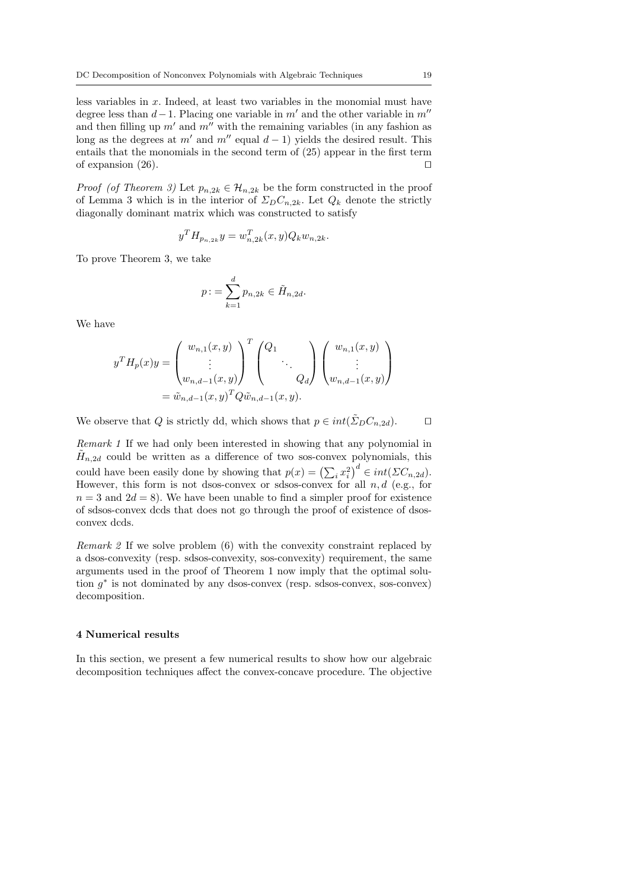less variables in $x$. Indeed, at least two variables in the monomial must have degree less than $d-1$. Placing one variable in $m'$ and the other variable in $m''$ and then filling up $m'$ and $m''$ with the remaining variables (in any fashion as long as the degrees at $m'$ and $m''$ equal $d-1$) yields the desired result. This entails that the monomials in the second term of (25) appear in the first term of expansion (26). □

*Proof (of Theorem 3)* Let $p_{n,2k} \in \mathcal{H}_{n,2k}$ be the form constructed in the proof of Lemma 3 which is in the interior of $\Sigma_D C_{n,2k}$. Let $Q_k$ denote the strictly diagonally dominant matrix which was constructed to satisfy

$$y^T H_{p_{n,2k}} y = w_{n,2k}^T(x,y) Q_k w_{n,2k}.$$

To prove Theorem 3, we take

$$p := \sum_{k=1}^{d} p_{n,2k} \in \tilde{H}_{n,2d}.$$

We have

$$\begin{aligned} y^T H_p(x) y &= \begin{pmatrix} w_{n,1}(x,y) \\ \vdots \\ w_{n,d-1}(x,y) \end{pmatrix}^T \begin{pmatrix} Q_1 & & \\ & \ddots & \\ & & Q_d \end{pmatrix} \begin{pmatrix} w_{n,1}(x,y) \\ \vdots \\ w_{n,d-1}(x,y) \end{pmatrix} \\ &= \tilde{w}_{n,d-1}(x,y)^T Q \tilde{w}_{n,d-1}(x,y). \end{aligned}$$

We observe that $Q$ is strictly dd, which shows that $p \in int(\tilde{\Sigma}_D C_{n,2d})$. □

*Remark 1* If we had only been interested in showing that any polynomial in $\tilde{H}_{n,2d}$ could be written as a difference of two sos-convex polynomials, this could have been easily done by showing that $p(x) = \left(\sum_i x_i^2\right)^d \in int(\Sigma C_{n,2d})$. However, this form is not dsos-convex or sdsos-convex for all $n, d$ (e.g., for $n = 3$ and $2d = 8$). We have been unable to find a simpler proof for existence of sdsos-convex dcds that does not go through the proof of existence of dsos-convex dcds.

*Remark 2* If we solve problem (6) with the convexity constraint replaced by a dsos-convexity (resp. sdsos-convexity, sos-convexity) requirement, the same arguments used in the proof of Theorem 1 now imply that the optimal solution $g^*$ is not dominated by any dsos-convex (resp. sdsos-convex, sos-convex) decomposition.

## 4 Numerical results

In this section, we present a few numerical results to show how our algebraic decomposition techniques affect the convex-concave procedure. The objective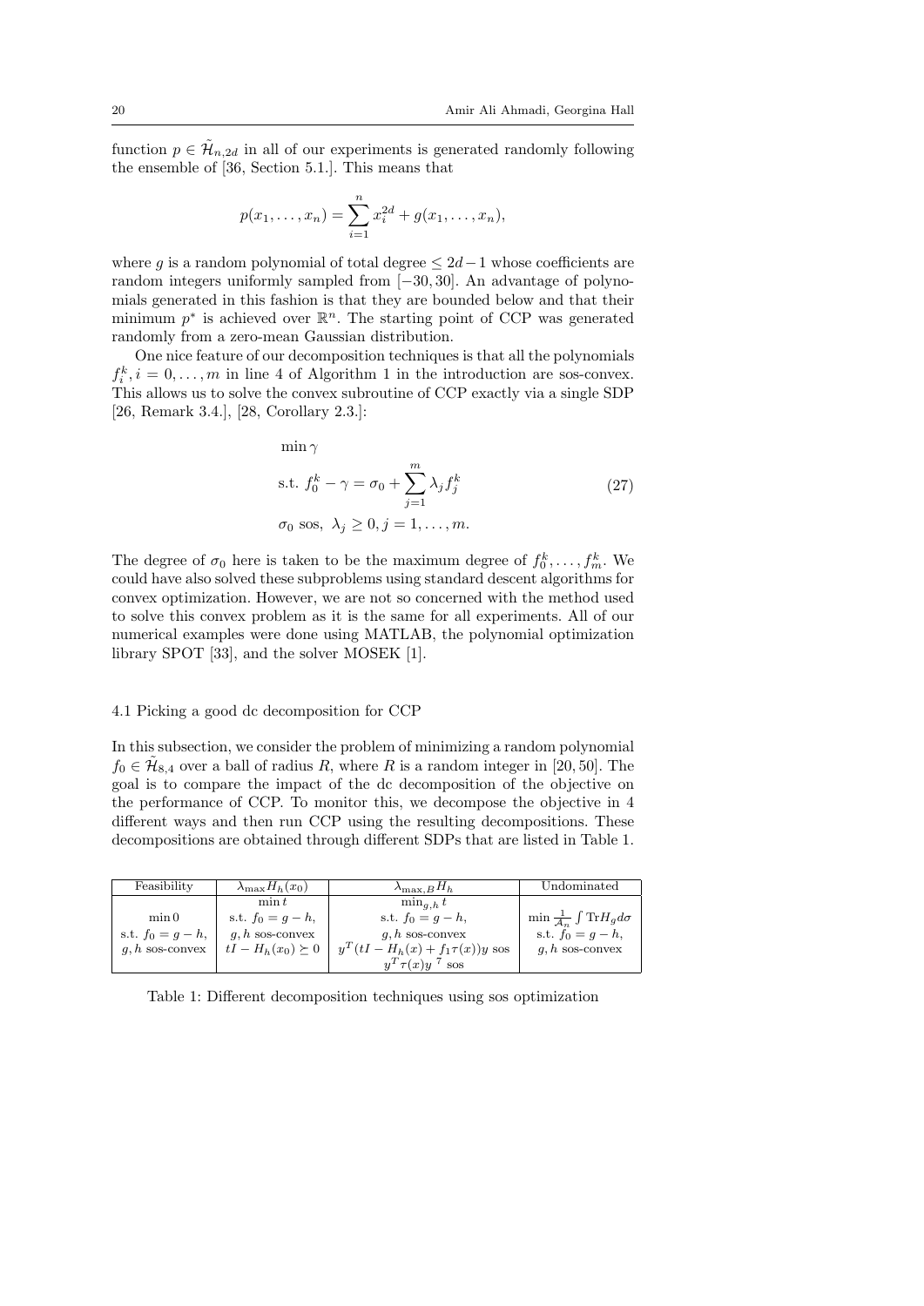function $p \in \tilde{\mathcal{H}}_{n,2d}$ in all of our experiments is generated randomly following the ensemble of [36, Section 5.1.]. This means that

$$p(x_1, \ldots, x_n) = \sum_{i=1}^{n} x_i^{2d} + g(x_1, \ldots, x_n),$$

where $g$ is a random polynomial of total degree $\leq 2d-1$ whose coefficients are random integers uniformly sampled from $[-30, 30]$. An advantage of polynomials generated in this fashion is that they are bounded below and that their minimum $p^*$ is achieved over $\mathbb{R}^n$. The starting point of CCP was generated randomly from a zero-mean Gaussian distribution.

One nice feature of our decomposition techniques is that all the polynomials $f_i^k, i = 0, \ldots, m$ in line 4 of Algorithm 1 in the introduction are sos-convex. This allows us to solve the convex subroutine of CCP exactly via a single SDP [26, Remark 3.4.], [28, Corollary 2.3.]:

$$\begin{aligned} &\min \gamma \\ &\text{s.t. } f_0^k - \gamma = \sigma_0 + \sum_{j=1}^{m} \lambda_j f_j^k \\ &\sigma_0 \text{ sos}, \ \lambda_j \geq 0, j = 1, \ldots, m. \end{aligned} \tag{27}$$

The degree of $\sigma_0$ here is taken to be the maximum degree of $f_0^k, \ldots, f_m^k$. We could have also solved these subproblems using standard descent algorithms for convex optimization. However, we are not so concerned with the method used to solve this convex problem as it is the same for all experiments. All of our numerical examples were done using MATLAB, the polynomial optimization library SPOT [33], and the solver MOSEK [1].

### 4.1 Picking a good dc decomposition for CCP

In this subsection, we consider the problem of minimizing a random polynomial $f_0 \in \tilde{\mathcal{H}}_{8,4}$ over a ball of radius $R$, where $R$ is a random integer in $[20, 50]$. The goal is to compare the impact of the dc decomposition of the objective on the performance of CCP. To monitor this, we decompose the objective in 4 different ways and then run CCP using the resulting decompositions. These decompositions are obtained through different SDPs that are listed in Table 1.

| Feasibility | $\lambda_{\max} H_h(x_0)$ | $\lambda_{\max,B} H_h$ | Undominated |
|---|---|---|---|
| $\min 0$<br>s.t. $f_0 = g - h$,<br>$g, h$ sos-convex | $\min t$<br>s.t. $f_0 = g - h$,<br>$g, h$ sos-convex<br>$tI - H_h(x_0) \succeq 0$ | $\min_{g,h} t$<br>s.t. $f_0 = g - h$,<br>$g, h$ sos-convex<br>$y^T(tI - H_h(x) + f_1\tau(x))y$ sos<br>$y^T\tau(x)y$ [7] sos | $\min \frac{1}{\mathcal{A}_n} \int \text{Tr} H_g d\sigma$<br>s.t. $f_0 = g - h$,<br>$g, h$ sos-convex |

Table 1: Different decomposition techniques using sos optimization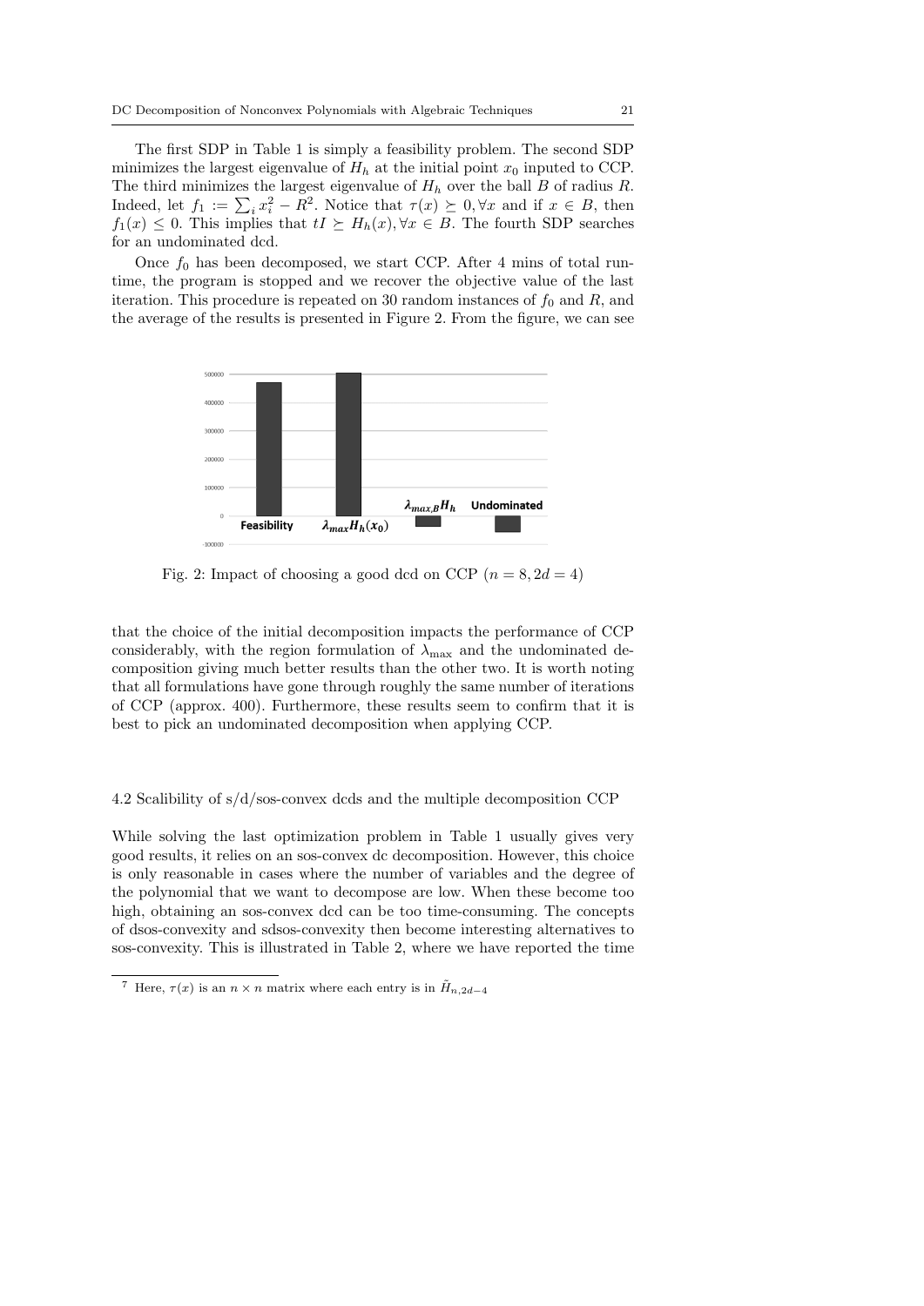The first SDP in Table 1 is simply a feasibility problem. The second SDP minimizes the largest eigenvalue of $H_h$ at the initial point $x_0$ inputed to CCP. The third minimizes the largest eigenvalue of $H_h$ over the ball $B$ of radius $R$. Indeed, let $f_1 := \sum_i x_i^2 - R^2$. Notice that $\tau(x) \succeq 0, \forall x$ and if $x \in B$, then $f_1(x) \leq 0$. This implies that $tI \succeq H_h(x), \forall x \in B$. The fourth SDP searches for an undominated dcd.

Once $f_0$ has been decomposed, we start CCP. After 4 mins of total runtime, the program is stopped and we recover the objective value of the last iteration. This procedure is repeated on 30 random instances of $f_0$ and $R$, and the average of the results is presented in Figure 2. From the figure, we can see

Fig. 2: Impact of choosing a good dcd on CCP ($n = 8, 2d = 4$)

that the choice of the initial decomposition impacts the performance of CCP considerably, with the region formulation of $\lambda_{\max}$ and the undominated decomposition giving much better results than the other two. It is worth noting that all formulations have gone through roughly the same number of iterations of CCP (approx. 400). Furthermore, these results seem to confirm that it is best to pick an undominated decomposition when applying CCP.

### 4.2 Scalibility of s/d/sos-convex dcds and the multiple decomposition CCP

While solving the last optimization problem in Table 1 usually gives very good results, it relies on an sos-convex dc decomposition. However, this choice is only reasonable in cases where the number of variables and the degree of the polynomial that we want to decompose are low. When these become too high, obtaining an sos-convex dcd can be too time-consuming. The concepts of dsos-convexity and sdsos-convexity then become interesting alternatives to sos-convexity. This is illustrated in Table 2, where we have reported the time

---

[7] Here, $\tau(x)$ is an $n \times n$ matrix where each entry is in $\tilde{H}_{n,2d-4}$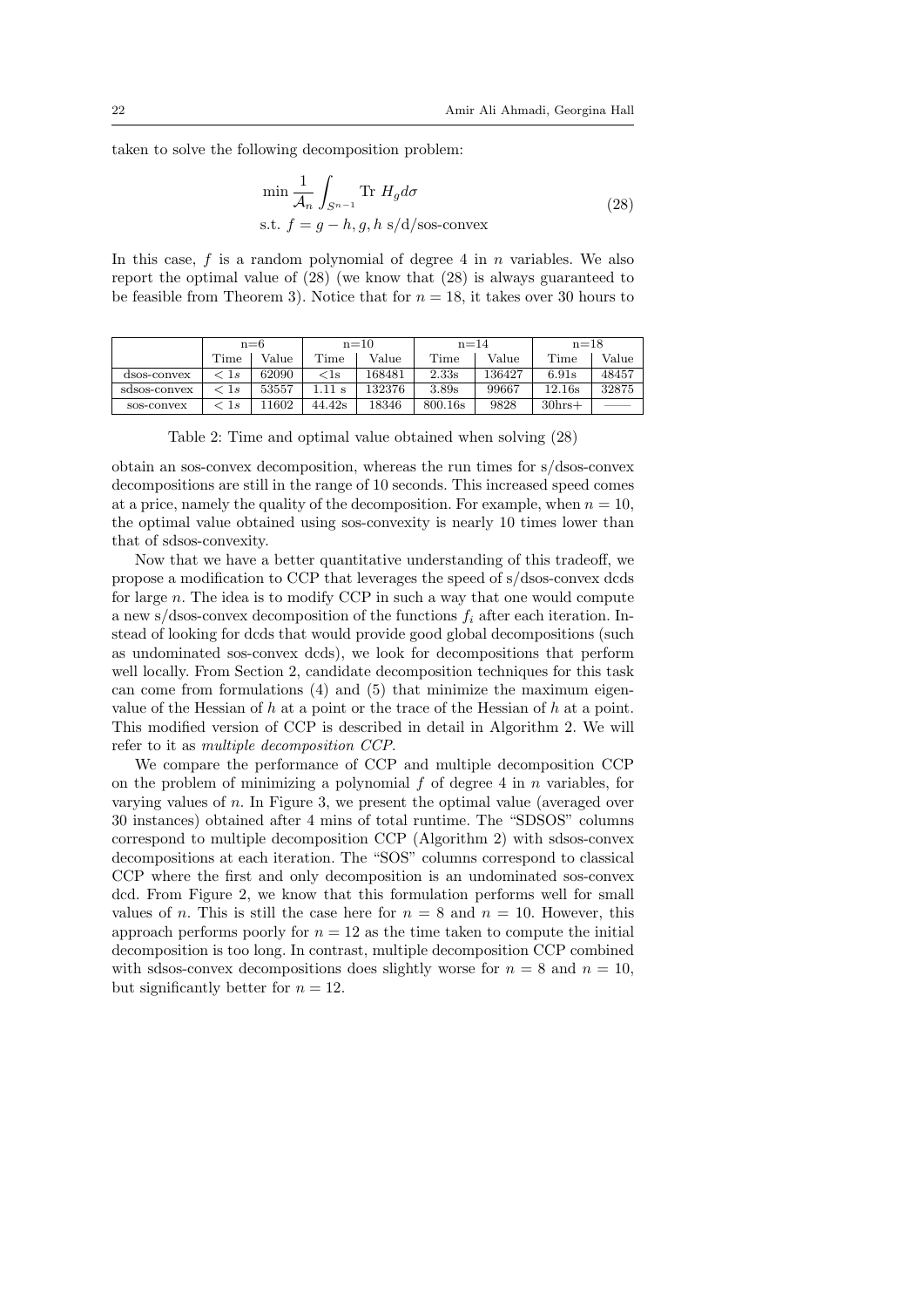taken to solve the following decomposition problem:

$$
\begin{aligned}
&\min \frac{1}{\mathcal{A}_n} \int_{S^{n-1}} \text{Tr } H_g d\sigma \\
&\text{s.t. } f = g - h, g, h \text{ s/d/sos-convex}
\end{aligned}
\tag{28}
$$

In this case, $f$ is a random polynomial of degree 4 in $n$ variables. We also report the optimal value of (28) (we know that (28) is always guaranteed to be feasible from Theorem 3). Notice that for $n = 18$, it takes over 30 hours to

| | n=6 | | n=10 | | n=14 | | n=18 | |
|---|---|---|---|---|---|---|---|---|
| | Time | Value | Time | Value | Time | Value | Time | Value |
| dsos-convex | $< 1s$ | 62090 | <1s | 168481 | 2.33s | 136427 | 6.91s | 48457 |
| sdsos-convex | $< 1s$ | 53557 | 1.11 s | 132376 | 3.89s | 99667 | 12.16s | 32875 |
| sos-convex | $< 1s$ | 11602 | 44.42s | 18346 | 800.16s | 9828 | 30hrs+ | —— |

Table 2: Time and optimal value obtained when solving (28)

obtain an sos-convex decomposition, whereas the run times for s/dsos-convex decompositions are still in the range of 10 seconds. This increased speed comes at a price, namely the quality of the decomposition. For example, when $n = 10$, the optimal value obtained using sos-convexity is nearly 10 times lower than that of sdsos-convexity.

Now that we have a better quantitative understanding of this tradeoff, we propose a modification to CCP that leverages the speed of s/dsos-convex dcds for large $n$. The idea is to modify CCP in such a way that one would compute a new s/dsos-convex decomposition of the functions $f_i$ after each iteration. Instead of looking for dcds that would provide good global decompositions (such as undominated sos-convex dcds), we look for decompositions that perform well locally. From Section 2, candidate decomposition techniques for this task can come from formulations (4) and (5) that minimize the maximum eigenvalue of the Hessian of $h$ at a point or the trace of the Hessian of $h$ at a point. This modified version of CCP is described in detail in Algorithm 2. We will refer to it as *multiple decomposition CCP*.

We compare the performance of CCP and multiple decomposition CCP on the problem of minimizing a polynomial $f$ of degree 4 in $n$ variables, for varying values of $n$. In Figure 3, we present the optimal value (averaged over 30 instances) obtained after 4 mins of total runtime. The "SDSOS" columns correspond to multiple decomposition CCP (Algorithm 2) with sdsos-convex decompositions at each iteration. The "SOS" columns correspond to classical CCP where the first and only decomposition is an undominated sos-convex dcd. From Figure 2, we know that this formulation performs well for small values of $n$. This is still the case here for $n = 8$ and $n = 10$. However, this approach performs poorly for $n = 12$ as the time taken to compute the initial decomposition is too long. In contrast, multiple decomposition CCP combined with sdsos-convex decompositions does slightly worse for $n = 8$ and $n = 10$, but significantly better for $n = 12$.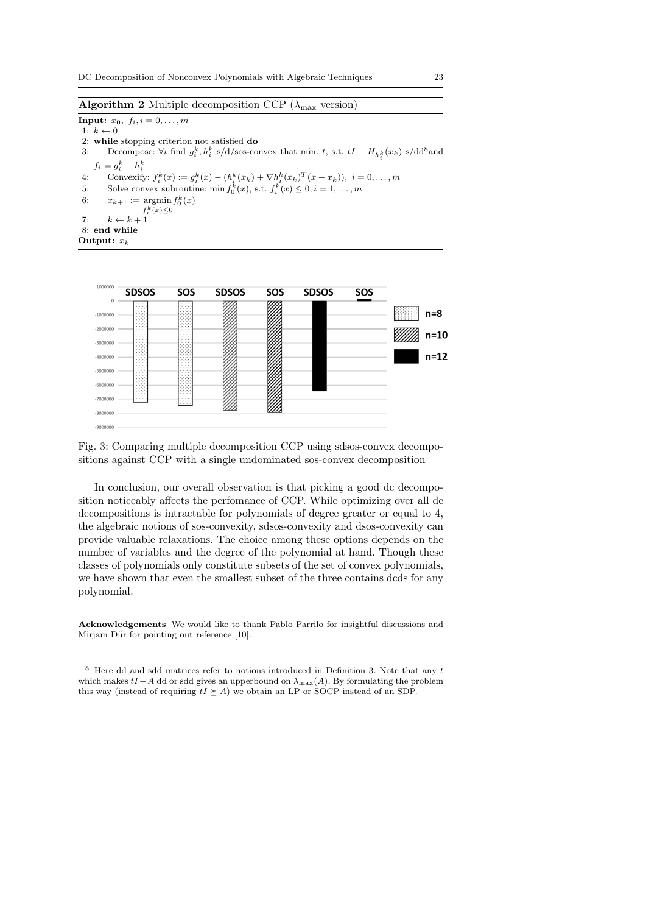**Algorithm 2** Multiple decomposition CCP ($\lambda_{\max}$ version)

**Input:** $x_0,\ f_i, i = 0, \ldots, m$

1: $k \leftarrow 0$
2: **while** stopping criterion not satisfied **do**
3: Decompose: $\forall i$ find $g_i^k, h_i^k$ s/d/sos-convex that min. $t$, s.t. $tI - H_{h_i^k}(x_k)$ s/dd[8] and $f_i = g_i^k - h_i^k$
4: Convexify: $f_i^k(x) := g_i^k(x) - (h_i^k(x_k) + \nabla h_i^k(x_k)^T(x - x_k)),\ i = 0, \ldots, m$
5: Solve convex subroutine: $\min f_0^k(x)$, s.t. $f_i^k(x) \leq 0, i = 1, \ldots, m$
6: $x_{k+1} := \underset{f_i^k(x) \leq 0}{\operatorname{argmin}} f_0^k(x)$
7: $k \leftarrow k + 1$
8: **end while**

**Output:** $x_k$

Fig. 3: Comparing multiple decomposition CCP using sdsos-convex decompositions against CCP with a single undominated sos-convex decomposition

In conclusion, our overall observation is that picking a good dc decomposition noticeably affects the perfomance of CCP. While optimizing over all dc decompositions is intractable for polynomials of degree greater or equal to 4, the algebraic notions of sos-convexity, sdsos-convexity and dsos-convexity can provide valuable relaxations. The choice among these options depends on the number of variables and the degree of the polynomial at hand. Though these classes of polynomials only constitute subsets of the set of convex polynomials, we have shown that even the smallest subset of the three contains dcds for any polynomial.

**Acknowledgements** We would like to thank Pablo Parrilo for insightful discussions and Mirjam Dür for pointing out reference [10].

---

[8] Here dd and sdd matrices refer to notions introduced in Definition 3. Note that any $t$ which makes $tI - A$ dd or sdd gives an upperbound on $\lambda_{\max}(A)$. By formulating the problem this way (instead of requiring $tI \succeq A$) we obtain an LP or SOCP instead of an SDP.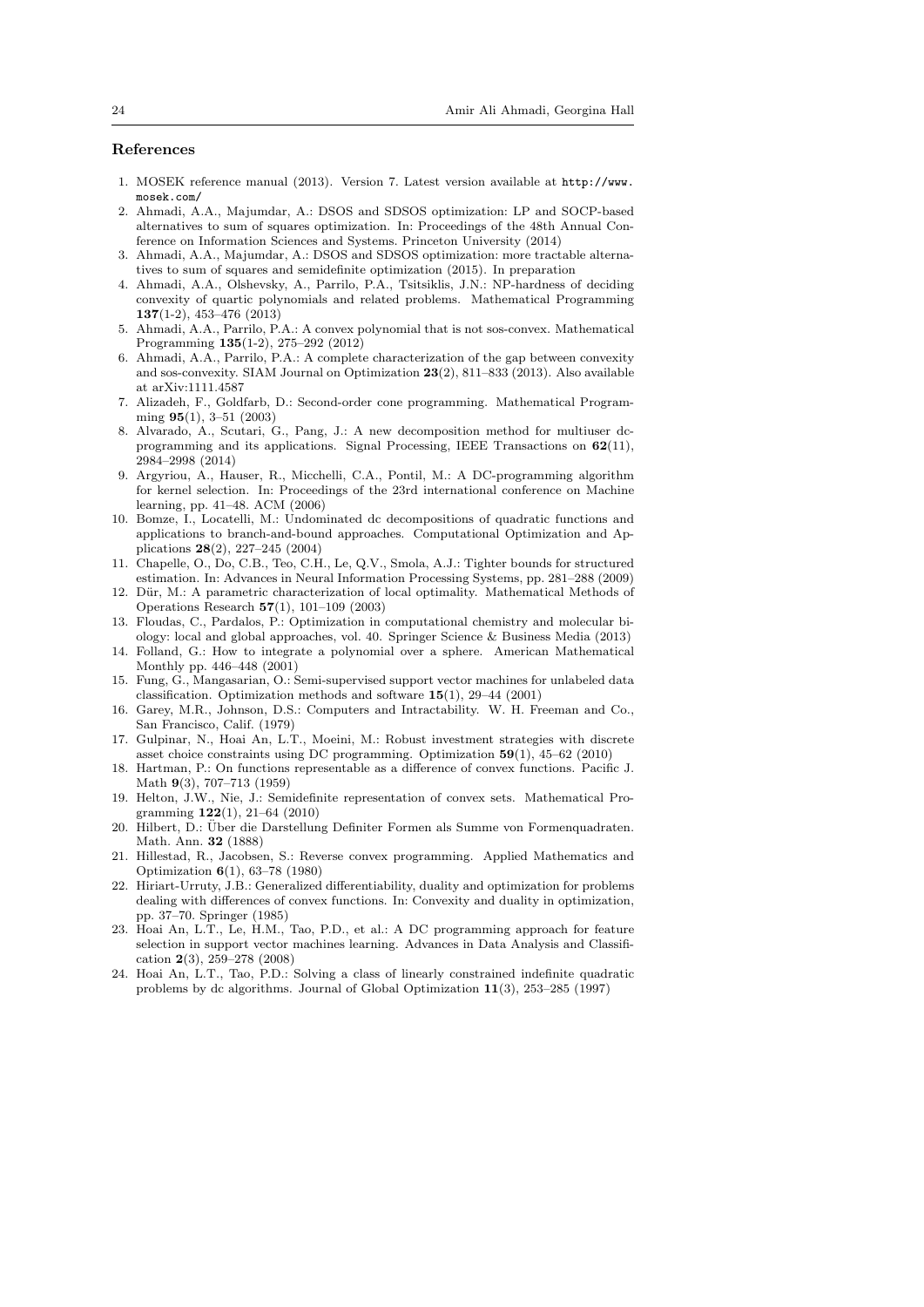## References

1. MOSEK reference manual (2013). Version 7. Latest version available at http://www.mosek.com/
2. Ahmadi, A.A., Majumdar, A.: DSOS and SDSOS optimization: LP and SOCP-based alternatives to sum of squares optimization. In: Proceedings of the 48th Annual Conference on Information Sciences and Systems. Princeton University (2014)
3. Ahmadi, A.A., Majumdar, A.: DSOS and SDSOS optimization: more tractable alternatives to sum of squares and semidefinite optimization (2015). In preparation
4. Ahmadi, A.A., Olshevsky, A., Parrilo, P.A., Tsitsiklis, J.N.: NP-hardness of deciding convexity of quartic polynomials and related problems. Mathematical Programming **137**(1-2), 453–476 (2013)
5. Ahmadi, A.A., Parrilo, P.A.: A convex polynomial that is not sos-convex. Mathematical Programming **135**(1-2), 275–292 (2012)
6. Ahmadi, A.A., Parrilo, P.A.: A complete characterization of the gap between convexity and sos-convexity. SIAM Journal on Optimization **23**(2), 811–833 (2013). Also available at arXiv:1111.4587
7. Alizadeh, F., Goldfarb, D.: Second-order cone programming. Mathematical Programming **95**(1), 3–51 (2003)
8. Alvarado, A., Scutari, G., Pang, J.: A new decomposition method for multiuser dc-programming and its applications. Signal Processing, IEEE Transactions on **62**(11), 2984–2998 (2014)
9. Argyriou, A., Hauser, R., Micchelli, C.A., Pontil, M.: A DC-programming algorithm for kernel selection. In: Proceedings of the 23rd international conference on Machine learning, pp. 41–48. ACM (2006)
10. Bomze, I., Locatelli, M.: Undominated dc decompositions of quadratic functions and applications to branch-and-bound approaches. Computational Optimization and Applications **28**(2), 227–245 (2004)
11. Chapelle, O., Do, C.B., Teo, C.H., Le, Q.V., Smola, A.J.: Tighter bounds for structured estimation. In: Advances in Neural Information Processing Systems, pp. 281–288 (2009)
12. Dür, M.: A parametric characterization of local optimality. Mathematical Methods of Operations Research **57**(1), 101–109 (2003)
13. Floudas, C., Pardalos, P.: Optimization in computational chemistry and molecular biology: local and global approaches, vol. 40. Springer Science & Business Media (2013)
14. Folland, G.: How to integrate a polynomial over a sphere. American Mathematical Monthly pp. 446–448 (2001)
15. Fung, G., Mangasarian, O.: Semi-supervised support vector machines for unlabeled data classification. Optimization methods and software **15**(1), 29–44 (2001)
16. Garey, M.R., Johnson, D.S.: Computers and Intractability. W. H. Freeman and Co., San Francisco, Calif. (1979)
17. Gulpinar, N., Hoai An, L.T., Moeini, M.: Robust investment strategies with discrete asset choice constraints using DC programming. Optimization **59**(1), 45–62 (2010)
18. Hartman, P.: On functions representable as a difference of convex functions. Pacific J. Math **9**(3), 707–713 (1959)
19. Helton, J.W., Nie, J.: Semidefinite representation of convex sets. Mathematical Programming **122**(1), 21–64 (2010)
20. Hilbert, D.: Über die Darstellung Definiter Formen als Summe von Formenquadraten. Math. Ann. **32** (1888)
21. Hillestad, R., Jacobsen, S.: Reverse convex programming. Applied Mathematics and Optimization **6**(1), 63–78 (1980)
22. Hiriart-Urruty, J.B.: Generalized differentiability, duality and optimization for problems dealing with differences of convex functions. In: Convexity and duality in optimization, pp. 37–70. Springer (1985)
23. Hoai An, L.T., Le, H.M., Tao, P.D., et al.: A DC programming approach for feature selection in support vector machines learning. Advances in Data Analysis and Classification **2**(3), 259–278 (2008)
24. Hoai An, L.T., Tao, P.D.: Solving a class of linearly constrained indefinite quadratic problems by dc algorithms. Journal of Global Optimization **11**(3), 253–285 (1997)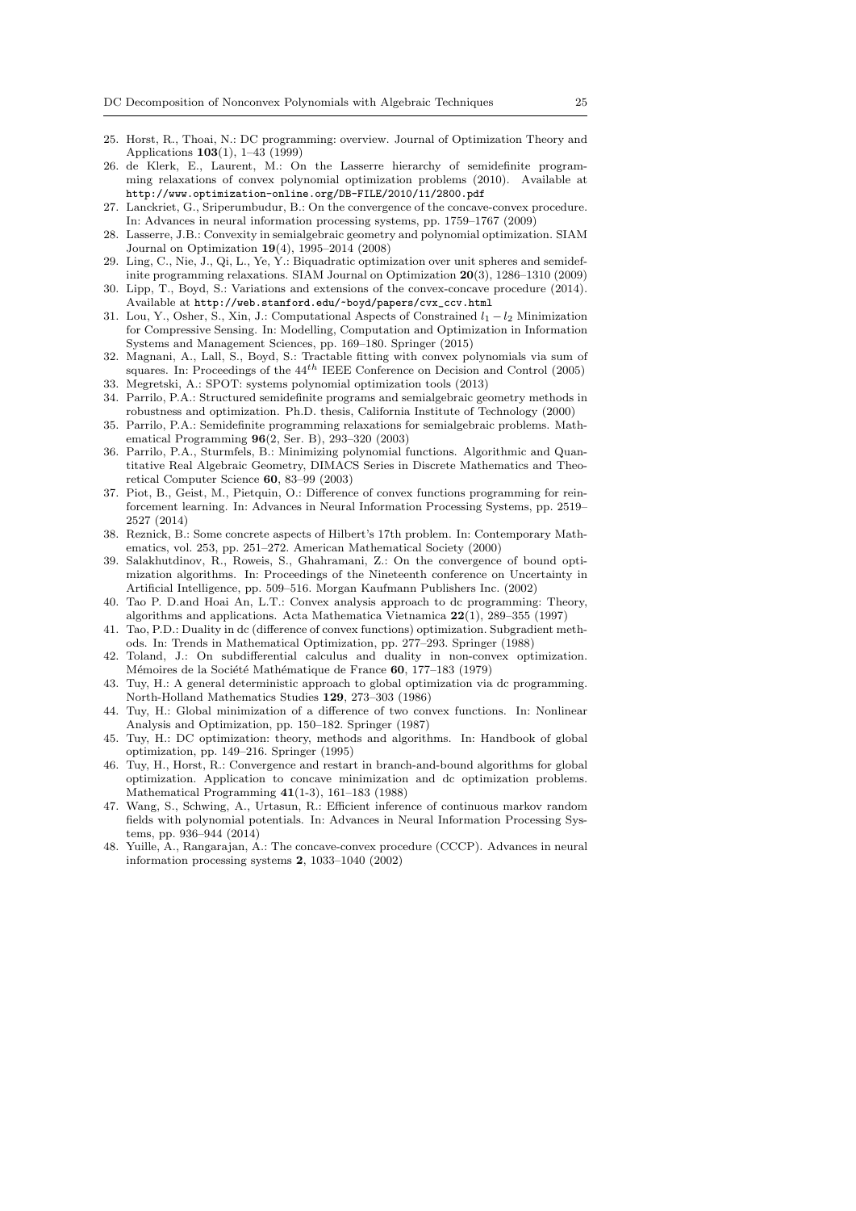25. Horst, R., Thoai, N.: DC programming: overview. Journal of Optimization Theory and Applications **103**(1), 1–43 (1999)
26. de Klerk, E., Laurent, M.: On the Lasserre hierarchy of semidefinite programming relaxations of convex polynomial optimization problems (2010). Available at `http://www.optimization-online.org/DB-FILE/2010/11/2800.pdf`
27. Lanckriet, G., Sriperumbudur, B.: On the convergence of the concave-convex procedure. In: Advances in neural information processing systems, pp. 1759–1767 (2009)
28. Lasserre, J.B.: Convexity in semialgebraic geometry and polynomial optimization. SIAM Journal on Optimization **19**(4), 1995–2014 (2008)
29. Ling, C., Nie, J., Qi, L., Ye, Y.: Biquadratic optimization over unit spheres and semidefinite programming relaxations. SIAM Journal on Optimization **20**(3), 1286–1310 (2009)
30. Lipp, T., Boyd, S.: Variations and extensions of the convex-concave procedure (2014). Available at `http://web.stanford.edu/~boyd/papers/cvx_ccv.html`
31. Lou, Y., Osher, S., Xin, J.: Computational Aspects of Constrained $l_1 - l_2$ Minimization for Compressive Sensing. In: Modelling, Computation and Optimization in Information Systems and Management Sciences, pp. 169–180. Springer (2015)
32. Magnani, A., Lall, S., Boyd, S.: Tractable fitting with convex polynomials via sum of squares. In: Proceedings of the $44^{th}$ IEEE Conference on Decision and Control (2005)
33. Megretski, A.: SPOT: systems polynomial optimization tools (2013)
34. Parrilo, P.A.: Structured semidefinite programs and semialgebraic geometry methods in robustness and optimization. Ph.D. thesis, California Institute of Technology (2000)
35. Parrilo, P.A.: Semidefinite programming relaxations for semialgebraic problems. Mathematical Programming **96**(2, Ser. B), 293–320 (2003)
36. Parrilo, P.A., Sturmfels, B.: Minimizing polynomial functions. Algorithmic and Quantitative Real Algebraic Geometry, DIMACS Series in Discrete Mathematics and Theoretical Computer Science **60**, 83–99 (2003)
37. Piot, B., Geist, M., Pietquin, O.: Difference of convex functions programming for reinforcement learning. In: Advances in Neural Information Processing Systems, pp. 2519–2527 (2014)
38. Reznick, B.: Some concrete aspects of Hilbert's 17th problem. In: Contemporary Mathematics, vol. 253, pp. 251–272. American Mathematical Society (2000)
39. Salakhutdinov, R., Roweis, S., Ghahramani, Z.: On the convergence of bound optimization algorithms. In: Proceedings of the Nineteenth conference on Uncertainty in Artificial Intelligence, pp. 509–516. Morgan Kaufmann Publishers Inc. (2002)
40. Tao P. D.and Hoai An, L.T.: Convex analysis approach to dc programming: Theory, algorithms and applications. Acta Mathematica Vietnamica **22**(1), 289–355 (1997)
41. Tao, P.D.: Duality in dc (difference of convex functions) optimization. Subgradient methods. In: Trends in Mathematical Optimization, pp. 277–293. Springer (1988)
42. Toland, J.: On subdifferential calculus and duality in non-convex optimization. Mémoires de la Société Mathématique de France **60**, 177–183 (1979)
43. Tuy, H.: A general deterministic approach to global optimization via dc programming. North-Holland Mathematics Studies **129**, 273–303 (1986)
44. Tuy, H.: Global minimization of a difference of two convex functions. In: Nonlinear Analysis and Optimization, pp. 150–182. Springer (1987)
45. Tuy, H.: DC optimization: theory, methods and algorithms. In: Handbook of global optimization, pp. 149–216. Springer (1995)
46. Tuy, H., Horst, R.: Convergence and restart in branch-and-bound algorithms for global optimization. Application to concave minimization and dc optimization problems. Mathematical Programming **41**(1-3), 161–183 (1988)
47. Wang, S., Schwing, A., Urtasun, R.: Efficient inference of continuous markov random fields with polynomial potentials. In: Advances in Neural Information Processing Systems, pp. 936–944 (2014)
48. Yuille, A., Rangarajan, A.: The concave-convex procedure (CCCP). Advances in neural information processing systems **2**, 1033–1040 (2002)